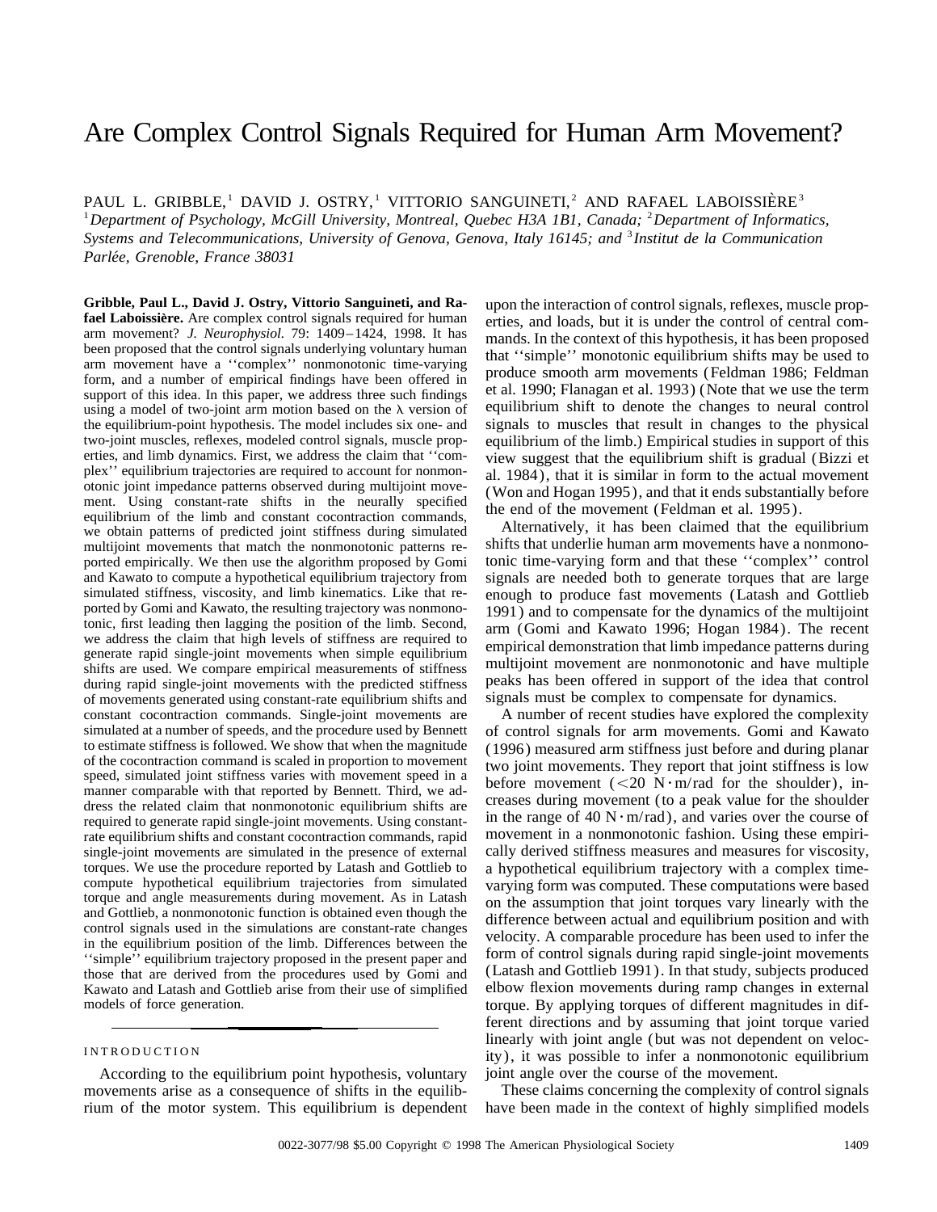# Are Complex Control Signals Required for Human Arm Movement?

PAUL L. GRIBBLE,[1] DAVID J. OSTRY,[1] VITTORIO SANGUINETI,[2] AND RAFAEL LABOISSIÈRE[3]

[1]*Department of Psychology, McGill University, Montreal, Quebec H3A 1B1, Canada;* [2]*Department of Informatics, Systems and Telecommunications, University of Genova, Genova, Italy 16145; and* [3]*Institut de la Communication Parlée, Grenoble, France 38031*

**Gribble, Paul L., David J. Ostry, Vittorio Sanguineti, and Rafael Laboissière.** Are complex control signals required for human arm movement? *J. Neurophysiol.* 79: 1409–1424, 1998. It has been proposed that the control signals underlying voluntary human arm movement have a ''complex'' nonmonotonic time-varying form, and a number of empirical findings have been offered in support of this idea. In this paper, we address three such findings using a model of two-joint arm motion based on the λ version of the equilibrium-point hypothesis. The model includes six one- and two-joint muscles, reflexes, modeled control signals, muscle properties, and limb dynamics. First, we address the claim that ''complex'' equilibrium trajectories are required to account for nonmonotonic joint impedance patterns observed during multijoint movement. Using constant-rate shifts in the neurally specified equilibrium of the limb and constant cocontraction commands, we obtain patterns of predicted joint stiffness during simulated multijoint movements that match the nonmonotonic patterns reported empirically. We then use the algorithm proposed by Gomi and Kawato to compute a hypothetical equilibrium trajectory from simulated stiffness, viscosity, and limb kinematics. Like that reported by Gomi and Kawato, the resulting trajectory was nonmonotonic, first leading then lagging the position of the limb. Second, we address the claim that high levels of stiffness are required to generate rapid single-joint movements when simple equilibrium shifts are used. We compare empirical measurements of stiffness during rapid single-joint movements with the predicted stiffness of movements generated using constant-rate equilibrium shifts and constant cocontraction commands. Single-joint movements are simulated at a number of speeds, and the procedure used by Bennett to estimate stiffness is followed. We show that when the magnitude of the cocontraction command is scaled in proportion to movement speed, simulated joint stiffness varies with movement speed in a manner comparable with that reported by Bennett. Third, we address the related claim that nonmonotonic equilibrium shifts are required to generate rapid single-joint movements. Using constant-rate equilibrium shifts and constant cocontraction commands, rapid single-joint movements are simulated in the presence of external torques. We use the procedure reported by Latash and Gottlieb to compute hypothetical equilibrium trajectories from simulated torque and angle measurements during movement. As in Latash and Gottlieb, a nonmonotonic function is obtained even though the control signals used in the simulations are constant-rate changes in the equilibrium position of the limb. Differences between the ''simple'' equilibrium trajectory proposed in the present paper and those that are derived from the procedures used by Gomi and Kawato and Latash and Gottlieb arise from their use of simplified models of force generation.

## INTRODUCTION

According to the equilibrium point hypothesis, voluntary movements arise as a consequence of shifts in the equilibrium of the motor system. This equilibrium is dependent upon the interaction of control signals, reflexes, muscle properties, and loads, but it is under the control of central commands. In the context of this hypothesis, it has been proposed that ''simple'' monotonic equilibrium shifts may be used to produce smooth arm movements (Feldman 1986; Feldman et al. 1990; Flanagan et al. 1993) (Note that we use the term equilibrium shift to denote the changes to neural control signals to muscles that result in changes to the physical equilibrium of the limb.) Empirical studies in support of this view suggest that the equilibrium shift is gradual (Bizzi et al. 1984), that it is similar in form to the actual movement (Won and Hogan 1995), and that it ends substantially before the end of the movement (Feldman et al. 1995).

Alternatively, it has been claimed that the equilibrium shifts that underlie human arm movements have a nonmonotonic time-varying form and that these ''complex'' control signals are needed both to generate torques that are large enough to produce fast movements (Latash and Gottlieb 1991) and to compensate for the dynamics of the multijoint arm (Gomi and Kawato 1996; Hogan 1984). The recent empirical demonstration that limb impedance patterns during multijoint movement are nonmonotonic and have multiple peaks has been offered in support of the idea that control signals must be complex to compensate for dynamics.

A number of recent studies have explored the complexity of control signals for arm movements. Gomi and Kawato (1996) measured arm stiffness just before and during planar two joint movements. They report that joint stiffness is low before movement ($<20$ N·m/rad for the shoulder), increases during movement (to a peak value for the shoulder in the range of 40 N·m/rad), and varies over the course of movement in a nonmonotonic fashion. Using these empirically derived stiffness measures and measures for viscosity, a hypothetical equilibrium trajectory with a complex time-varying form was computed. These computations were based on the assumption that joint torques vary linearly with the difference between actual and equilibrium position and with velocity. A comparable procedure has been used to infer the form of control signals during rapid single-joint movements (Latash and Gottlieb 1991). In that study, subjects produced elbow flexion movements during ramp changes in external torque. By applying torques of different magnitudes in different directions and by assuming that joint torque varied linearly with joint angle (but was not dependent on velocity), it was possible to infer a nonmonotonic equilibrium joint angle over the course of the movement.

These claims concerning the complexity of control signals have been made in the context of highly simplified models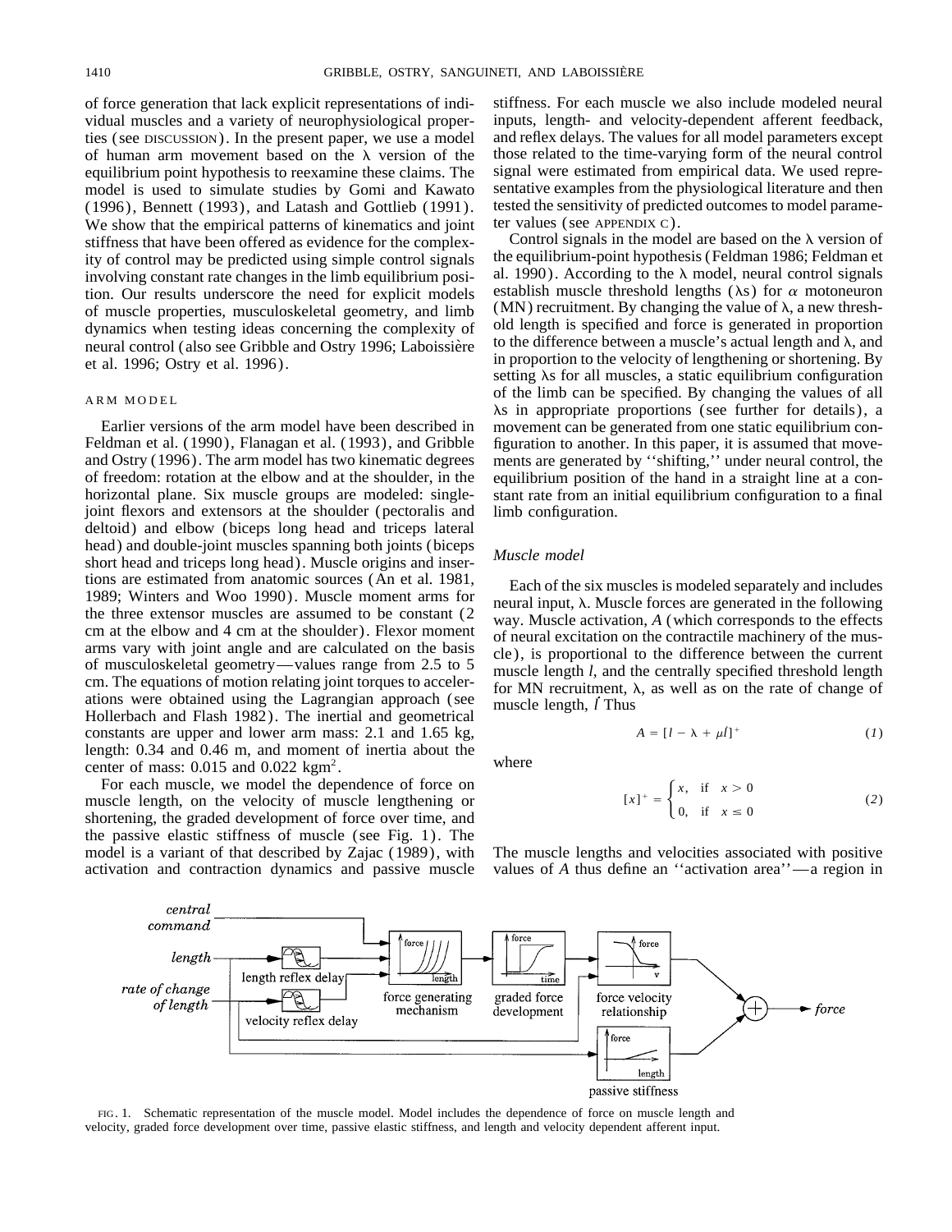of force generation that lack explicit representations of individual muscles and a variety of neurophysiological properties (see DISCUSSION). In the present paper, we use a model of human arm movement based on the λ version of the equilibrium point hypothesis to reexamine these claims. The model is used to simulate studies by Gomi and Kawato (1996), Bennett (1993), and Latash and Gottlieb (1991). We show that the empirical patterns of kinematics and joint stiffness that have been offered as evidence for the complexity of control may be predicted using simple control signals involving constant rate changes in the limb equilibrium position. Our results underscore the need for explicit models of muscle properties, musculoskeletal geometry, and limb dynamics when testing ideas concerning the complexity of neural control (also see Gribble and Ostry 1996; Laboissière et al. 1996; Ostry et al. 1996).

## ARM MODEL

Earlier versions of the arm model have been described in Feldman et al. (1990), Flanagan et al. (1993), and Gribble and Ostry (1996). The arm model has two kinematic degrees of freedom: rotation at the elbow and at the shoulder, in the horizontal plane. Six muscle groups are modeled: single-joint flexors and extensors at the shoulder (pectoralis and deltoid) and elbow (biceps long head and triceps lateral head) and double-joint muscles spanning both joints (biceps short head and triceps long head). Muscle origins and insertions are estimated from anatomic sources (An et al. 1981, 1989; Winters and Woo 1990). Muscle moment arms for the three extensor muscles are assumed to be constant (2 cm at the elbow and 4 cm at the shoulder). Flexor moment arms vary with joint angle and are calculated on the basis of musculoskeletal geometry—values range from 2.5 to 5 cm. The equations of motion relating joint torques to accelerations were obtained using the Lagrangian approach (see Hollerbach and Flash 1982). The inertial and geometrical constants are upper and lower arm mass: 2.1 and 1.65 kg, length: 0.34 and 0.46 m, and moment of inertia about the center of mass: 0.015 and 0.022 kgm$^2$.

For each muscle, we model the dependence of force on muscle length, on the velocity of muscle lengthening or shortening, the graded development of force over time, and the passive elastic stiffness of muscle (see Fig. 1). The model is a variant of that described by Zajac (1989), with activation and contraction dynamics and passive muscle stiffness. For each muscle we also include modeled neural inputs, length- and velocity-dependent afferent feedback, and reflex delays. The values for all model parameters except those related to the time-varying form of the neural control signal were estimated from empirical data. We used representative examples from the physiological literature and then tested the sensitivity of predicted outcomes to model parameter values (see APPENDIX C).

Control signals in the model are based on the λ version of the equilibrium-point hypothesis (Feldman 1986; Feldman et al. 1990). According to the λ model, neural control signals establish muscle threshold lengths (λs) for $\alpha$ motoneuron (MN) recruitment. By changing the value of λ, a new threshold length is specified and force is generated in proportion to the difference between a muscle's actual length and λ, and in proportion to the velocity of lengthening or shortening. By setting λs for all muscles, a static equilibrium configuration of the limb can be specified. By changing the values of all λs in appropriate proportions (see further for details), a movement can be generated from one static equilibrium configuration to another. In this paper, it is assumed that movements are generated by "shifting," under neural control, the equilibrium position of the hand in a straight line at a constant rate from an initial equilibrium configuration to a final limb configuration.

### Muscle model

Each of the six muscles is modeled separately and includes neural input, λ. Muscle forces are generated in the following way. Muscle activation, $A$ (which corresponds to the effects of neural excitation on the contractile machinery of the muscle), is proportional to the difference between the current muscle length $l$, and the centrally specified threshold length for MN recruitment, λ, as well as on the rate of change of muscle length, $\dot{l}$ Thus

$$A = [l - \lambda + \mu \dot{l}]^+ \tag{1}$$

where

$$[x]^+ = \begin{cases} x, & \text{if} \quad x > 0 \\ 0, & \text{if} \quad x \leq 0 \end{cases} \tag{2}$$

The muscle lengths and velocities associated with positive values of $A$ thus define an "activation area"—a region in

FIG. 1. Schematic representation of the muscle model. Model includes the dependence of force on muscle length and velocity, graded force development over time, passive elastic stiffness, and length and velocity dependent afferent input.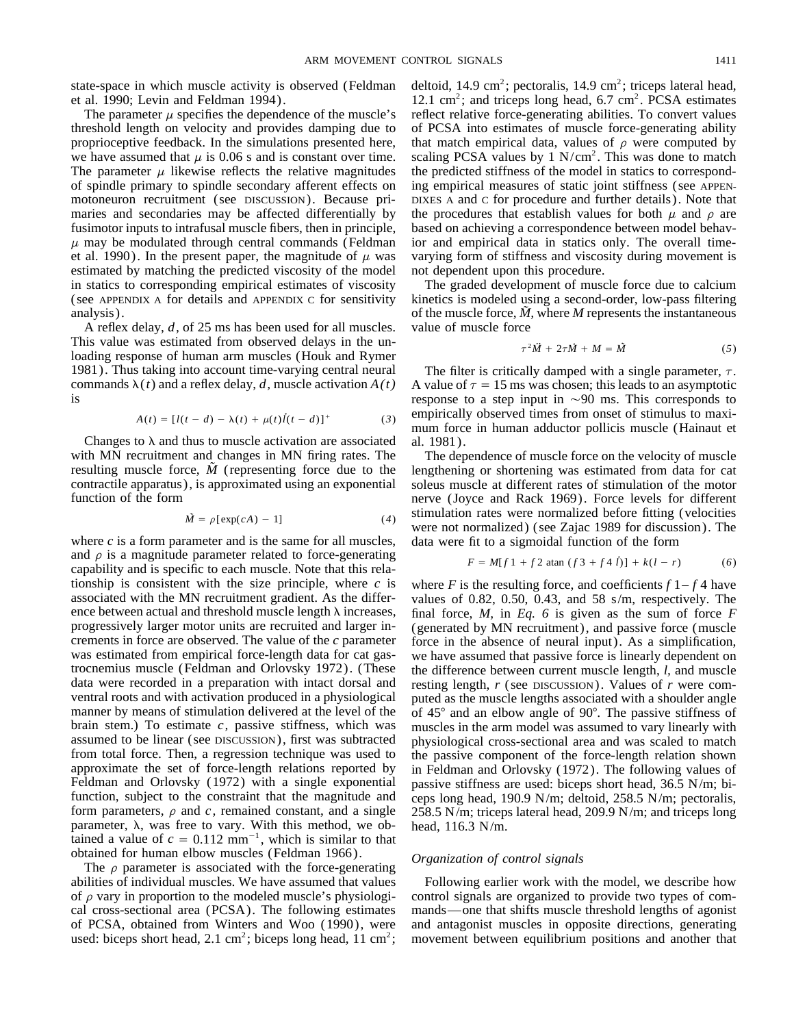state-space in which muscle activity is observed (Feldman et al. 1990; Levin and Feldman 1994).

The parameter $\mu$ specifies the dependence of the muscle's threshold length on velocity and provides damping due to proprioceptive feedback. In the simulations presented here, we have assumed that $\mu$ is 0.06 s and is constant over time. The parameter $\mu$ likewise reflects the relative magnitudes of spindle primary to spindle secondary afferent effects on motoneuron recruitment (see DISCUSSION). Because primaries and secondaries may be affected differentially by fusimotor inputs to intrafusal muscle fibers, then in principle, $\mu$ may be modulated through central commands (Feldman et al. 1990). In the present paper, the magnitude of $\mu$ was estimated by matching the predicted viscosity of the model in statics to corresponding empirical estimates of viscosity (see APPENDIX A for details and APPENDIX C for sensitivity analysis).

A reflex delay, $d$, of 25 ms has been used for all muscles. This value was estimated from observed delays in the unloading response of human arm muscles (Houk and Rymer 1981). Thus taking into account time-varying central neural commands $\lambda(t)$ and a reflex delay, $d$, muscle activation $A(t)$ is

$$A(t) = [l(t-d) - \lambda(t) + \mu(t)\dot{l}(t-d)]^{+} \tag{3}$$

Changes to $\lambda$ and thus to muscle activation are associated with MN recruitment and changes in MN firing rates. The resulting muscle force, $\tilde{M}$ (representing force due to the contractile apparatus), is approximated using an exponential function of the form

$$\tilde{M} = \rho[\exp(cA) - 1] \tag{4}$$

where $c$ is a form parameter and is the same for all muscles, and $\rho$ is a magnitude parameter related to force-generating capability and is specific to each muscle. Note that this relationship is consistent with the size principle, where $c$ is associated with the MN recruitment gradient. As the difference between actual and threshold muscle length $\lambda$ increases, progressively larger motor units are recruited and larger increments in force are observed. The value of the $c$ parameter was estimated from empirical force-length data for cat gastrocnemius muscle (Feldman and Orlovsky 1972). (These data were recorded in a preparation with intact dorsal and ventral roots and with activation produced in a physiological manner by means of stimulation delivered at the level of the brain stem.) To estimate $c$, passive stiffness, which was assumed to be linear (see DISCUSSION), first was subtracted from total force. Then, a regression technique was used to approximate the set of force-length relations reported by Feldman and Orlovsky (1972) with a single exponential function, subject to the constraint that the magnitude and form parameters, $\rho$ and $c$, remained constant, and a single parameter, $\lambda$, was free to vary. With this method, we obtained a value of $c = 0.112\ \text{mm}^{-1}$, which is similar to that obtained for human elbow muscles (Feldman 1966).

The $\rho$ parameter is associated with the force-generating abilities of individual muscles. We have assumed that values of $\rho$ vary in proportion to the modeled muscle's physiological cross-sectional area (PCSA). The following estimates of PCSA, obtained from Winters and Woo (1990), were used: biceps short head, 2.1 $\text{cm}^2$; biceps long head, 11 $\text{cm}^2$; deltoid, 14.9 $\text{cm}^2$; pectoralis, 14.9 $\text{cm}^2$; triceps lateral head, 12.1 $\text{cm}^2$; and triceps long head, 6.7 $\text{cm}^2$. PCSA estimates reflect relative force-generating abilities. To convert values of PCSA into estimates of muscle force-generating ability that match empirical data, values of $\rho$ were computed by scaling PCSA values by 1 $\text{N/cm}^2$. This was done to match the predicted stiffness of the model in statics to corresponding empirical measures of static joint stiffness (see APPENDIXES A and C for procedure and further details). Note that the procedures that establish values for both $\mu$ and $\rho$ are based on achieving a correspondence between model behavior and empirical data in statics only. The overall time-varying form of stiffness and viscosity during movement is not dependent upon this procedure.

The graded development of muscle force due to calcium kinetics is modeled using a second-order, low-pass filtering of the muscle force, $\tilde{M}$, where $M$ represents the instantaneous value of muscle force

$$\tau^2\ddot{M} + 2\tau\dot{M} + M = \tilde{M} \tag{5}$$

The filter is critically damped with a single parameter, $\tau$. A value of $\tau = 15$ ms was chosen; this leads to an asymptotic response to a step input in ~90 ms. This corresponds to empirically observed times from onset of stimulus to maximum force in human adductor pollicis muscle (Hainaut et al. 1981).

The dependence of muscle force on the velocity of muscle lengthening or shortening was estimated from data for cat soleus muscle at different rates of stimulation of the motor nerve (Joyce and Rack 1969). Force levels for different stimulation rates were normalized before fitting (velocities were not normalized) (see Zajac 1989 for discussion). The data were fit to a sigmoidal function of the form

$$F = M[f1 + f2\ \text{atan}\ (f3 + f4\ \dot{l})] + k(l - r) \tag{6}$$

where $F$ is the resulting force, and coefficients $f1$–$f4$ have values of 0.82, 0.50, 0.43, and 58 s/m, respectively. The final force, $M$, in *Eq. 6* is given as the sum of force $F$ (generated by MN recruitment), and passive force (muscle force in the absence of neural input). As a simplification, we have assumed that passive force is linearly dependent on the difference between current muscle length, $l$, and muscle resting length, $r$ (see DISCUSSION). Values of $r$ were computed as the muscle lengths associated with a shoulder angle of 45° and an elbow angle of 90°. The passive stiffness of muscles in the arm model was assumed to vary linearly with physiological cross-sectional area and was scaled to match the passive component of the force-length relation shown in Feldman and Orlovsky (1972). The following values of passive stiffness are used: biceps short head, 36.5 N/m; biceps long head, 190.9 N/m; deltoid, 258.5 N/m; pectoralis, 258.5 N/m; triceps lateral head, 209.9 N/m; and triceps long head, 116.3 N/m.

### *Organization of control signals*

Following earlier work with the model, we describe how control signals are organized to provide two types of commands—one that shifts muscle threshold lengths of agonist and antagonist muscles in opposite directions, generating movement between equilibrium positions and another that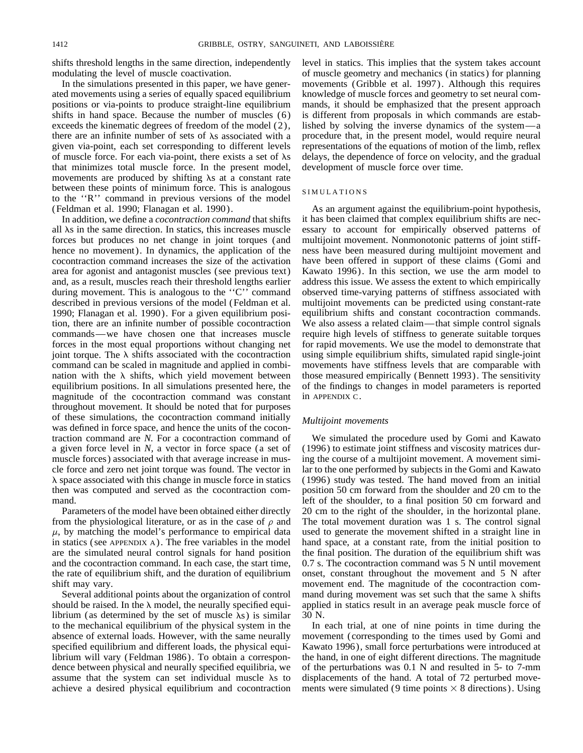shifts threshold lengths in the same direction, independently modulating the level of muscle coactivation.

In the simulations presented in this paper, we have generated movements using a series of equally spaced equilibrium positions or via-points to produce straight-line equilibrium shifts in hand space. Because the number of muscles (6) exceeds the kinematic degrees of freedom of the model (2), there are an infinite number of sets of $\lambda$s associated with a given via-point, each set corresponding to different levels of muscle force. For each via-point, there exists a set of $\lambda$s that minimizes total muscle force. In the present model, movements are produced by shifting $\lambda$s at a constant rate between these points of minimum force. This is analogous to the ''R'' command in previous versions of the model (Feldman et al. 1990; Flanagan et al. 1990).

In addition, we define a *cocontraction command* that shifts all $\lambda$s in the same direction. In statics, this increases muscle forces but produces no net change in joint torques (and hence no movement). In dynamics, the application of the cocontraction command increases the size of the activation area for agonist and antagonist muscles (see previous text) and, as a result, muscles reach their threshold lengths earlier during movement. This is analogous to the ''C'' command described in previous versions of the model (Feldman et al. 1990; Flanagan et al. 1990). For a given equilibrium position, there are an infinite number of possible cocontraction commands—we have chosen one that increases muscle forces in the most equal proportions without changing net joint torque. The $\lambda$ shifts associated with the cocontraction command can be scaled in magnitude and applied in combination with the $\lambda$ shifts, which yield movement between equilibrium positions. In all simulations presented here, the magnitude of the cocontraction command was constant throughout movement. It should be noted that for purposes of these simulations, the cocontraction command initially was defined in force space, and hence the units of the cocontraction command are *N*. For a cocontraction command of a given force level in *N*, a vector in force space (a set of muscle forces) associated with that average increase in muscle force and zero net joint torque was found. The vector in $\lambda$ space associated with this change in muscle force in statics then was computed and served as the cocontraction command.

Parameters of the model have been obtained either directly from the physiological literature, or as in the case of $\rho$ and $\mu$, by matching the model's performance to empirical data in statics (see APPENDIX A). The free variables in the model are the simulated neural control signals for hand position and the cocontraction command. In each case, the start time, the rate of equilibrium shift, and the duration of equilibrium shift may vary.

Several additional points about the organization of control should be raised. In the $\lambda$ model, the neurally specified equilibrium (as determined by the set of muscle $\lambda$s) is similar to the mechanical equilibrium of the physical system in the absence of external loads. However, with the same neurally specified equilibrium and different loads, the physical equilibrium will vary (Feldman 1986). To obtain a correspondence between physical and neurally specified equilibria, we assume that the system can set individual muscle $\lambda$s to achieve a desired physical equilibrium and cocontraction level in statics. This implies that the system takes account of muscle geometry and mechanics (in statics) for planning movements (Gribble et al. 1997). Although this requires knowledge of muscle forces and geometry to set neural commands, it should be emphasized that the present approach is different from proposals in which commands are established by solving the inverse dynamics of the system—a procedure that, in the present model, would require neural representations of the equations of motion of the limb, reflex delays, the dependence of force on velocity, and the gradual development of muscle force over time.

## SIMULATIONS

As an argument against the equilibrium-point hypothesis, it has been claimed that complex equilibrium shifts are necessary to account for empirically observed patterns of multijoint movement. Nonmonotonic patterns of joint stiffness have been measured during multijoint movement and have been offered in support of these claims (Gomi and Kawato 1996). In this section, we use the arm model to address this issue. We assess the extent to which empirically observed time-varying patterns of stiffness associated with multijoint movements can be predicted using constant-rate equilibrium shifts and constant cocontraction commands. We also assess a related claim—that simple control signals require high levels of stiffness to generate suitable torques for rapid movements. We use the model to demonstrate that using simple equilibrium shifts, simulated rapid single-joint movements have stiffness levels that are comparable with those measured empirically (Bennett 1993). The sensitivity of the findings to changes in model parameters is reported in APPENDIX C.

### *Multijoint movements*

We simulated the procedure used by Gomi and Kawato (1996) to estimate joint stiffness and viscosity matrices during the course of a multijoint movement. A movement similar to the one performed by subjects in the Gomi and Kawato (1996) study was tested. The hand moved from an initial position 50 cm forward from the shoulder and 20 cm to the left of the shoulder, to a final position 50 cm forward and 20 cm to the right of the shoulder, in the horizontal plane. The total movement duration was 1 s. The control signal used to generate the movement shifted in a straight line in hand space, at a constant rate, from the initial position to the final position. The duration of the equilibrium shift was 0.7 s. The cocontraction command was 5 N until movement onset, constant throughout the movement and 5 N after movement end. The magnitude of the cocontraction command during movement was set such that the same $\lambda$ shifts applied in statics result in an average peak muscle force of 30 N.

In each trial, at one of nine points in time during the movement (corresponding to the times used by Gomi and Kawato 1996), small force perturbations were introduced at the hand, in one of eight different directions. The magnitude of the perturbations was 0.1 N and resulted in 5- to 7-mm displacements of the hand. A total of 72 perturbed movements were simulated (9 time points × 8 directions). Using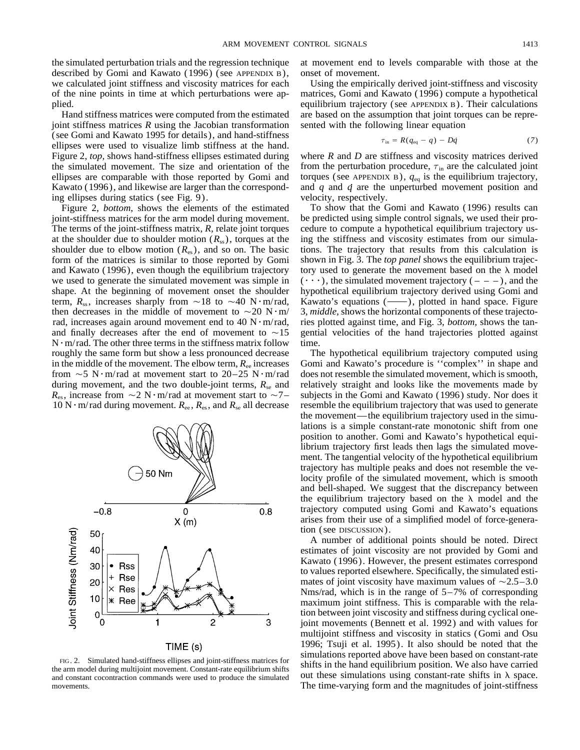the simulated perturbation trials and the regression technique described by Gomi and Kawato (1996) (see APPENDIX B), we calculated joint stiffness and viscosity matrices for each of the nine points in time at which perturbations were applied.

Hand stiffness matrices were computed from the estimated joint stiffness matrices $R$ using the Jacobian transformation (see Gomi and Kawato 1995 for details), and hand-stiffness ellipses were used to visualize limb stiffness at the hand. Figure 2, *top*, shows hand-stiffness ellipses estimated during the simulated movement. The size and orientation of the ellipses are comparable with those reported by Gomi and Kawato (1996), and likewise are larger than the corresponding ellipses during statics (see Fig. 9).

Figure 2, *bottom*, shows the elements of the estimated joint-stiffness matrices for the arm model during movement. The terms of the joint-stiffness matrix, $R$, relate joint torques at the shoulder due to shoulder motion ($R_{ss}$), torques at the shoulder due to elbow motion ($R_{es}$), and so on. The basic form of the matrices is similar to those reported by Gomi and Kawato (1996), even though the equilibrium trajectory we used to generate the simulated movement was simple in shape. At the beginning of movement onset the shoulder term, $R_{ss}$, increases sharply from ~18 to ~40 N·m/rad, then decreases in the middle of movement to ~20 N·m/rad, increases again around movement end to 40 N·m/rad, and finally decreases after the end of movement to ~15 N·m/rad. The other three terms in the stiffness matrix follow roughly the same form but show a less pronounced decrease in the middle of the movement. The elbow term, $R_{ee}$ increases from ~5 N·m/rad at movement start to 20–25 N·m/rad during movement, and the two double-joint terms, $R_{se}$ and $R_{es}$, increase from ~2 N·m/rad at movement start to ~7–10 N·m/rad during movement. $R_{ee}$, $R_{es}$, and $R_{se}$ all decrease at movement end to levels comparable with those at the onset of movement.

FIG. 2. Simulated hand-stiffness ellipses and joint-stiffness matrices for the arm model during multijoint movement. Constant-rate equilibrium shifts and constant cocontraction commands were used to produce the simulated movements.

Using the empirically derived joint-stiffness and viscosity matrices, Gomi and Kawato (1996) compute a hypothetical equilibrium trajectory (see APPENDIX B). Their calculations are based on the assumption that joint torques can be represented with the following linear equation

$$\tau_{in} = R(q_{eq} - q) - D\dot{q} \tag{7}$$

where $R$ and $D$ are stiffness and viscosity matrices derived from the perturbation procedure, $\tau_{in}$ are the calculated joint torques (see APPENDIX B), $q_{eq}$ is the equilibrium trajectory, and $q$ and $\dot{q}$ are the unperturbed movement position and velocity, respectively.

To show that the Gomi and Kawato (1996) results can be predicted using simple control signals, we used their procedure to compute a hypothetical equilibrium trajectory using the stiffness and viscosity estimates from our simulations. The trajectory that results from this calculation is shown in Fig. 3. The *top panel* shows the equilibrium trajectory used to generate the movement based on the $\lambda$ model (· · ·), the simulated movement trajectory (– – –), and the hypothetical equilibrium trajectory derived using Gomi and Kawato's equations (——), plotted in hand space. Figure 3, *middle*, shows the horizontal components of these trajectories plotted against time, and Fig. 3, *bottom*, shows the tangential velocities of the hand trajectories plotted against time.

The hypothetical equilibrium trajectory computed using Gomi and Kawato's procedure is ''complex'' in shape and does not resemble the simulated movement, which is smooth, relatively straight and looks like the movements made by subjects in the Gomi and Kawato (1996) study. Nor does it resemble the equilibrium trajectory that was used to generate the movement—the equilibrium trajectory used in the simulations is a simple constant-rate monotonic shift from one position to another. Gomi and Kawato's hypothetical equilibrium trajectory first leads then lags the simulated movement. The tangential velocity of the hypothetical equilibrium trajectory has multiple peaks and does not resemble the velocity profile of the simulated movement, which is smooth and bell-shaped. We suggest that the discrepancy between the equilibrium trajectory based on the $\lambda$ model and the trajectory computed using Gomi and Kawato's equations arises from their use of a simplified model of force-generation (see DISCUSSION).

A number of additional points should be noted. Direct estimates of joint viscosity are not provided by Gomi and Kawato (1996). However, the present estimates correspond to values reported elsewhere. Specifically, the simulated estimates of joint viscosity have maximum values of ~2.5–3.0 Nms/rad, which is in the range of 5–7% of corresponding maximum joint stiffness. This is comparable with the relation between joint viscosity and stiffness during cyclical one-joint movements (Bennett et al. 1992) and with values for multijoint stiffness and viscosity in statics (Gomi and Osu 1996; Tsuji et al. 1995). It also should be noted that the simulations reported above have been based on constant-rate shifts in the hand equilibrium position. We also have carried out these simulations using constant-rate shifts in $\lambda$ space. The time-varying form and the magnitudes of joint-stiffness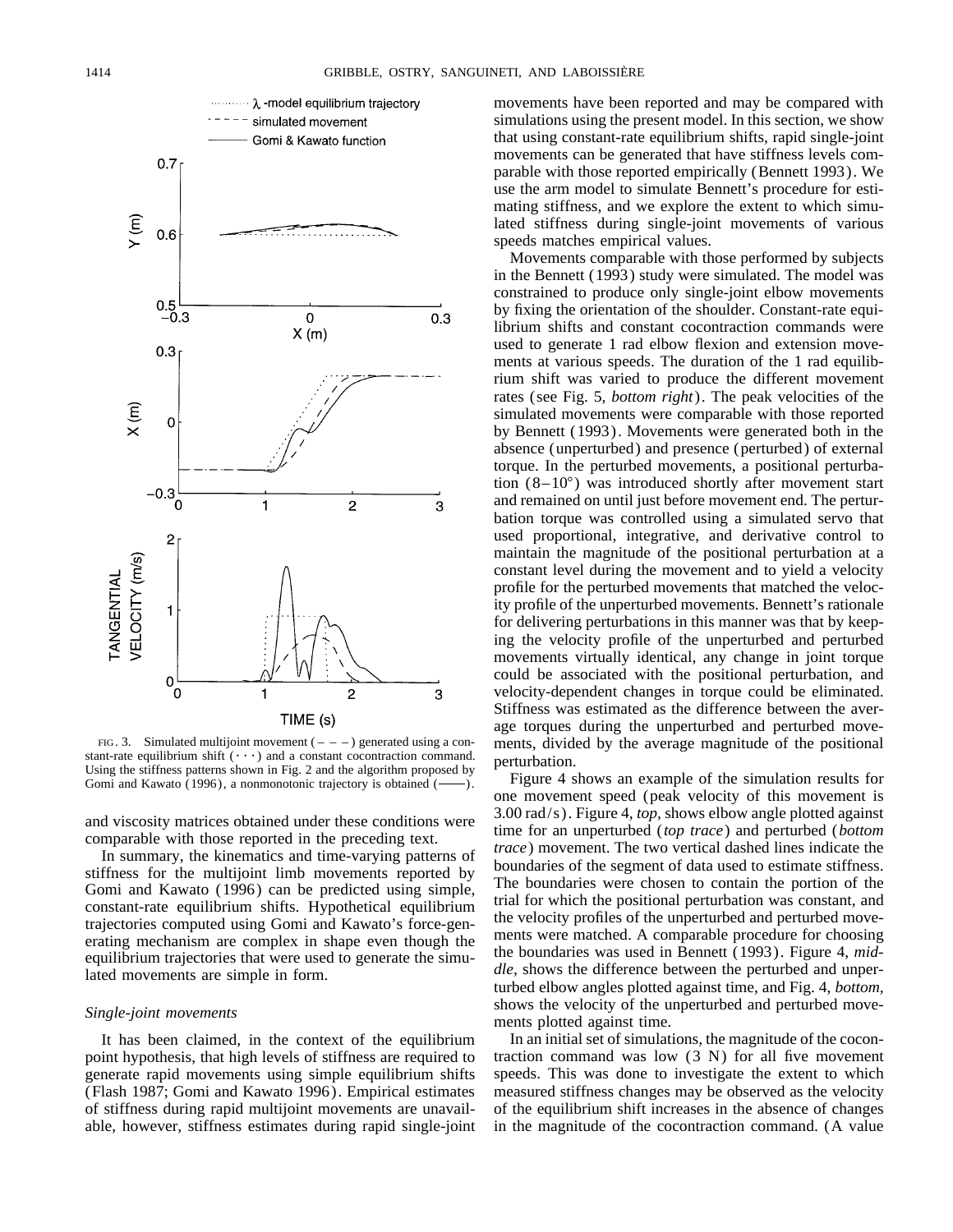FIG. 3. Simulated multijoint movement (– – –) generated using a constant-rate equilibrium shift (· · ·) and a constant cocontraction command. Using the stiffness patterns shown in Fig. 2 and the algorithm proposed by Gomi and Kawato (1996), a nonmonotonic trajectory is obtained (——).

and viscosity matrices obtained under these conditions were comparable with those reported in the preceding text.

In summary, the kinematics and time-varying patterns of stiffness for the multijoint limb movements reported by Gomi and Kawato (1996) can be predicted using simple, constant-rate equilibrium shifts. Hypothetical equilibrium trajectories computed using Gomi and Kawato's force-generating mechanism are complex in shape even though the equilibrium trajectories that were used to generate the simulated movements are simple in form.

### *Single-joint movements*

It has been claimed, in the context of the equilibrium point hypothesis, that high levels of stiffness are required to generate rapid movements using simple equilibrium shifts (Flash 1987; Gomi and Kawato 1996). Empirical estimates of stiffness during rapid multijoint movements are unavailable, however, stiffness estimates during rapid single-joint movements have been reported and may be compared with simulations using the present model. In this section, we show that using constant-rate equilibrium shifts, rapid single-joint movements can be generated that have stiffness levels comparable with those reported empirically (Bennett 1993). We use the arm model to simulate Bennett's procedure for estimating stiffness, and we explore the extent to which simulated stiffness during single-joint movements of various speeds matches empirical values.

Movements comparable with those performed by subjects in the Bennett (1993) study were simulated. The model was constrained to produce only single-joint elbow movements by fixing the orientation of the shoulder. Constant-rate equilibrium shifts and constant cocontraction commands were used to generate 1 rad elbow flexion and extension movements at various speeds. The duration of the 1 rad equilibrium shift was varied to produce the different movement rates (see Fig. 5, *bottom right*). The peak velocities of the simulated movements were comparable with those reported by Bennett (1993). Movements were generated both in the absence (unperturbed) and presence (perturbed) of external torque. In the perturbed movements, a positional perturbation (8–10°) was introduced shortly after movement start and remained on until just before movement end. The perturbation torque was controlled using a simulated servo that used proportional, integrative, and derivative control to maintain the magnitude of the positional perturbation at a constant level during the movement and to yield a velocity profile for the perturbed movements that matched the velocity profile of the unperturbed movements. Bennett's rationale for delivering perturbations in this manner was that by keeping the velocity profile of the unperturbed and perturbed movements virtually identical, any change in joint torque could be associated with the positional perturbation, and velocity-dependent changes in torque could be eliminated. Stiffness was estimated as the difference between the average torques during the unperturbed and perturbed movements, divided by the average magnitude of the positional perturbation.

Figure 4 shows an example of the simulation results for one movement speed (peak velocity of this movement is 3.00 rad/s). Figure 4, *top*, shows elbow angle plotted against time for an unperturbed (*top trace*) and perturbed (*bottom trace*) movement. The two vertical dashed lines indicate the boundaries of the segment of data used to estimate stiffness. The boundaries were chosen to contain the portion of the trial for which the positional perturbation was constant, and the velocity profiles of the unperturbed and perturbed movements were matched. A comparable procedure for choosing the boundaries was used in Bennett (1993). Figure 4, *middle*, shows the difference between the perturbed and unperturbed elbow angles plotted against time, and Fig. 4, *bottom*, shows the velocity of the unperturbed and perturbed movements plotted against time.

In an initial set of simulations, the magnitude of the cocontraction command was low (3 N) for all five movement speeds. This was done to investigate the extent to which measured stiffness changes may be observed as the velocity of the equilibrium shift increases in the absence of changes in the magnitude of the cocontraction command. (A value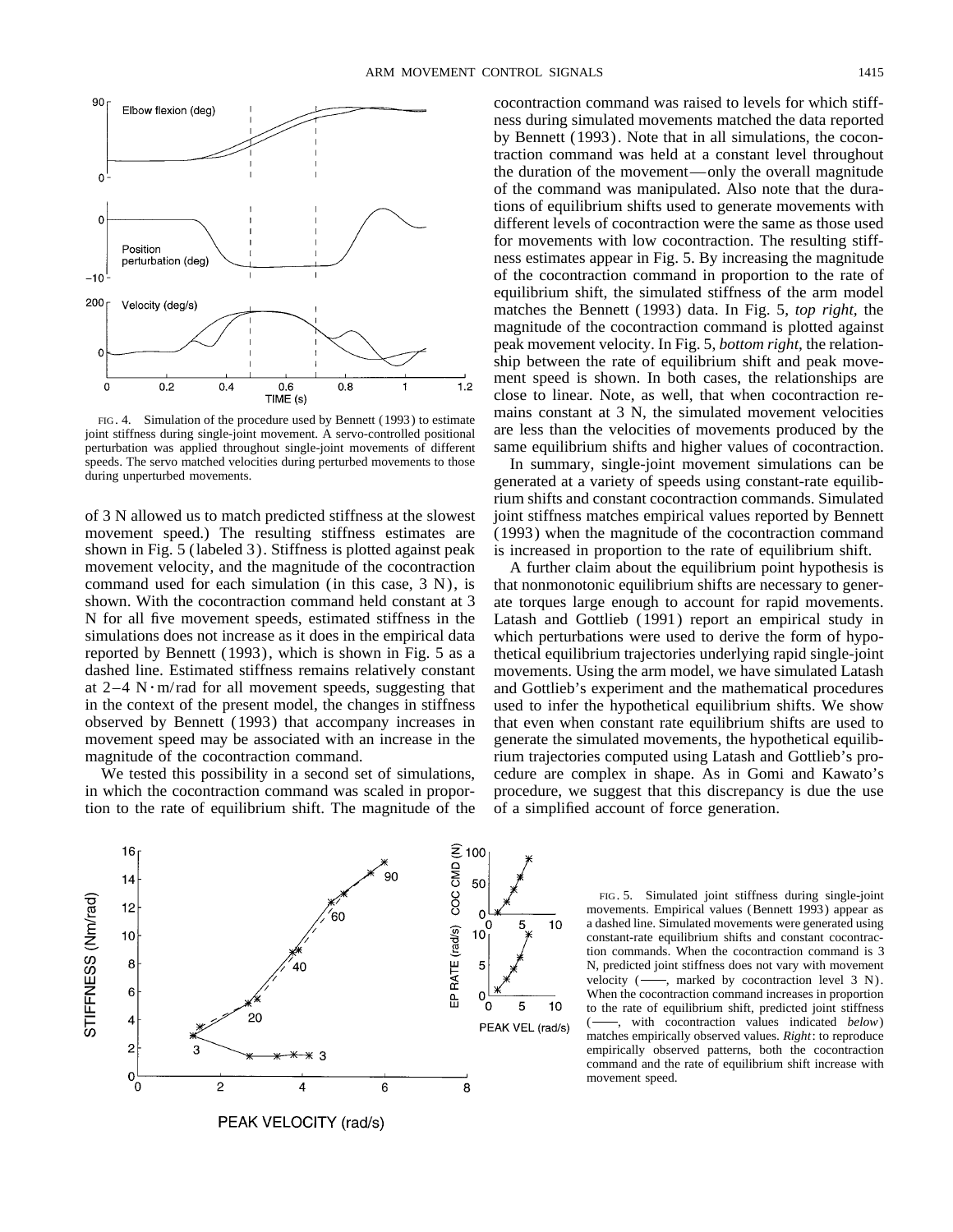FIG. 4. Simulation of the procedure used by Bennett (1993) to estimate joint stiffness during single-joint movement. A servo-controlled positional perturbation was applied throughout single-joint movements of different speeds. The servo matched velocities during perturbed movements to those during unperturbed movements.

of 3 N allowed us to match predicted stiffness at the slowest movement speed.) The resulting stiffness estimates are shown in Fig. 5 (labeled 3). Stiffness is plotted against peak movement velocity, and the magnitude of the cocontraction command used for each simulation (in this case, 3 N), is shown. With the cocontraction command held constant at 3 N for all five movement speeds, estimated stiffness in the simulations does not increase as it does in the empirical data reported by Bennett (1993), which is shown in Fig. 5 as a dashed line. Estimated stiffness remains relatively constant at 2–4 N·m/rad for all movement speeds, suggesting that in the context of the present model, the changes in stiffness observed by Bennett (1993) that accompany increases in movement speed may be associated with an increase in the magnitude of the cocontraction command.

We tested this possibility in a second set of simulations, in which the cocontraction command was scaled in proportion to the rate of equilibrium shift. The magnitude of the cocontraction command was raised to levels for which stiffness during simulated movements matched the data reported by Bennett (1993). Note that in all simulations, the cocontraction command was held at a constant level throughout the duration of the movement—only the overall magnitude of the command was manipulated. Also note that the durations of equilibrium shifts used to generate movements with different levels of cocontraction were the same as those used for movements with low cocontraction. The resulting stiffness estimates appear in Fig. 5. By increasing the magnitude of the cocontraction command in proportion to the rate of equilibrium shift, the simulated stiffness of the arm model matches the Bennett (1993) data. In Fig. 5, *top right*, the magnitude of the cocontraction command is plotted against peak movement velocity. In Fig. 5, *bottom right*, the relationship between the rate of equilibrium shift and peak movement speed is shown. In both cases, the relationships are close to linear. Note, as well, that when cocontraction remains constant at 3 N, the simulated movement velocities are less than the velocities of movements produced by the same equilibrium shifts and higher values of cocontraction.

In summary, single-joint movement simulations can be generated at a variety of speeds using constant-rate equilibrium shifts and constant cocontraction commands. Simulated joint stiffness matches empirical values reported by Bennett (1993) when the magnitude of the cocontraction command is increased in proportion to the rate of equilibrium shift.

A further claim about the equilibrium point hypothesis is that nonmonotonic equilibrium shifts are necessary to generate torques large enough to account for rapid movements. Latash and Gottlieb (1991) report an empirical study in which perturbations were used to derive the form of hypothetical equilibrium trajectories underlying rapid single-joint movements. Using the arm model, we have simulated Latash and Gottlieb's experiment and the mathematical procedures used to infer the hypothetical equilibrium shifts. We show that even when constant rate equilibrium shifts are used to generate the simulated movements, the hypothetical equilibrium trajectories computed using Latash and Gottlieb's procedure are complex in shape. As in Gomi and Kawato's procedure, we suggest that this discrepancy is due the use of a simplified account of force generation.

FIG. 5. Simulated joint stiffness during single-joint movements. Empirical values (Bennett 1993) appear as a dashed line. Simulated movements were generated using constant-rate equilibrium shifts and constant cocontraction commands. When the cocontraction command is 3 N, predicted joint stiffness does not vary with movement velocity (——, marked by cocontraction level 3 N). When the cocontraction command increases in proportion to the rate of equilibrium shift, predicted joint stiffness (——, with cocontraction values indicated *below*) matches empirically observed values. *Right*: to reproduce empirically observed patterns, both the cocontraction command and the rate of equilibrium shift increase with movement speed.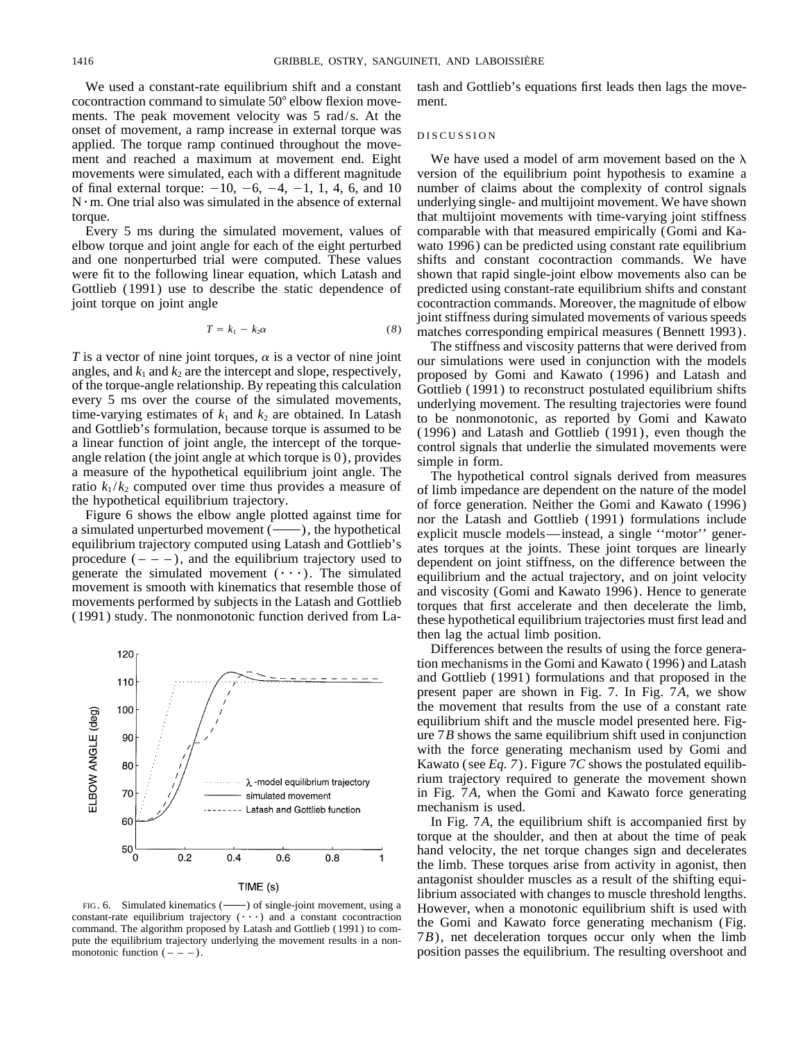We used a constant-rate equilibrium shift and a constant cocontraction command to simulate 50° elbow flexion movements. The peak movement velocity was 5 rad/s. At the onset of movement, a ramp increase in external torque was applied. The torque ramp continued throughout the movement and reached a maximum at movement end. Eight movements were simulated, each with a different magnitude of final external torque: −10, −6, −4, −1, 1, 4, 6, and 10 N · m. One trial also was simulated in the absence of external torque.

Every 5 ms during the simulated movement, values of elbow torque and joint angle for each of the eight perturbed and one nonperturbed trial were computed. These values were fit to the following linear equation, which Latash and Gottlieb (1991) use to describe the static dependence of joint torque on joint angle

$$T = k_1 - k_2\alpha \quad (8)$$

$T$ is a vector of nine joint torques, $\alpha$ is a vector of nine joint angles, and $k_1$ and $k_2$ are the intercept and slope, respectively, of the torque-angle relationship. By repeating this calculation every 5 ms over the course of the simulated movements, time-varying estimates of $k_1$ and $k_2$ are obtained. In Latash and Gottlieb's formulation, because torque is assumed to be a linear function of joint angle, the intercept of the torque-angle relation (the joint angle at which torque is 0), provides a measure of the hypothetical equilibrium joint angle. The ratio $k_1/k_2$ computed over time thus provides a measure of the hypothetical equilibrium trajectory.

Figure 6 shows the elbow angle plotted against time for a simulated unperturbed movement (——), the hypothetical equilibrium trajectory computed using Latash and Gottlieb's procedure (– – –), and the equilibrium trajectory used to generate the simulated movement (· · ·). The simulated movement is smooth with kinematics that resemble those of movements performed by subjects in the Latash and Gottlieb (1991) study. The nonmonotonic function derived from Latash and Gottlieb's equations first leads then lags the movement.

FIG. 6. Simulated kinematics (——) of single-joint movement, using a constant-rate equilibrium trajectory (· · ·) and a constant cocontraction command. The algorithm proposed by Latash and Gottlieb (1991) to compute the equilibrium trajectory underlying the movement results in a nonmonotonic function (– – –).

## DISCUSSION

We have used a model of arm movement based on the λ version of the equilibrium point hypothesis to examine a number of claims about the complexity of control signals underlying single- and multijoint movement. We have shown that multijoint movements with time-varying joint stiffness comparable with that measured empirically (Gomi and Kawato 1996) can be predicted using constant rate equilibrium shifts and constant cocontraction commands. We have shown that rapid single-joint elbow movements also can be predicted using constant-rate equilibrium shifts and constant cocontraction commands. Moreover, the magnitude of elbow joint stiffness during simulated movements of various speeds matches corresponding empirical measures (Bennett 1993).

The stiffness and viscosity patterns that were derived from our simulations were used in conjunction with the models proposed by Gomi and Kawato (1996) and Latash and Gottlieb (1991) to reconstruct postulated equilibrium shifts underlying movement. The resulting trajectories were found to be nonmonotonic, as reported by Gomi and Kawato (1996) and Latash and Gottlieb (1991), even though the control signals that underlie the simulated movements were simple in form.

The hypothetical control signals derived from measures of limb impedance are dependent on the nature of the model of force generation. Neither the Gomi and Kawato (1996) nor the Latash and Gottlieb (1991) formulations include explicit muscle models—instead, a single ''motor'' generates torques at the joints. These joint torques are linearly dependent on joint stiffness, on the difference between the equilibrium and the actual trajectory, and on joint velocity and viscosity (Gomi and Kawato 1996). Hence to generate torques that first accelerate and then decelerate the limb, these hypothetical equilibrium trajectories must first lead and then lag the actual limb position.

Differences between the results of using the force generation mechanisms in the Gomi and Kawato (1996) and Latash and Gottlieb (1991) formulations and that proposed in the present paper are shown in Fig. 7. In Fig. 7*A*, we show the movement that results from the use of a constant rate equilibrium shift and the muscle model presented here. Figure 7*B* shows the same equilibrium shift used in conjunction with the force generating mechanism used by Gomi and Kawato (see *Eq. 7*). Figure 7*C* shows the postulated equilibrium trajectory required to generate the movement shown in Fig. 7*A*, when the Gomi and Kawato force generating mechanism is used.

In Fig. 7*A*, the equilibrium shift is accompanied first by torque at the shoulder, and then at about the time of peak hand velocity, the net torque changes sign and decelerates the limb. These torques arise from activity in agonist, then antagonist shoulder muscles as a result of the shifting equilibrium associated with changes to muscle threshold lengths. However, when a monotonic equilibrium shift is used with the Gomi and Kawato force generating mechanism (Fig. 7*B*), net deceleration torques occur only when the limb position passes the equilibrium. The resulting overshoot and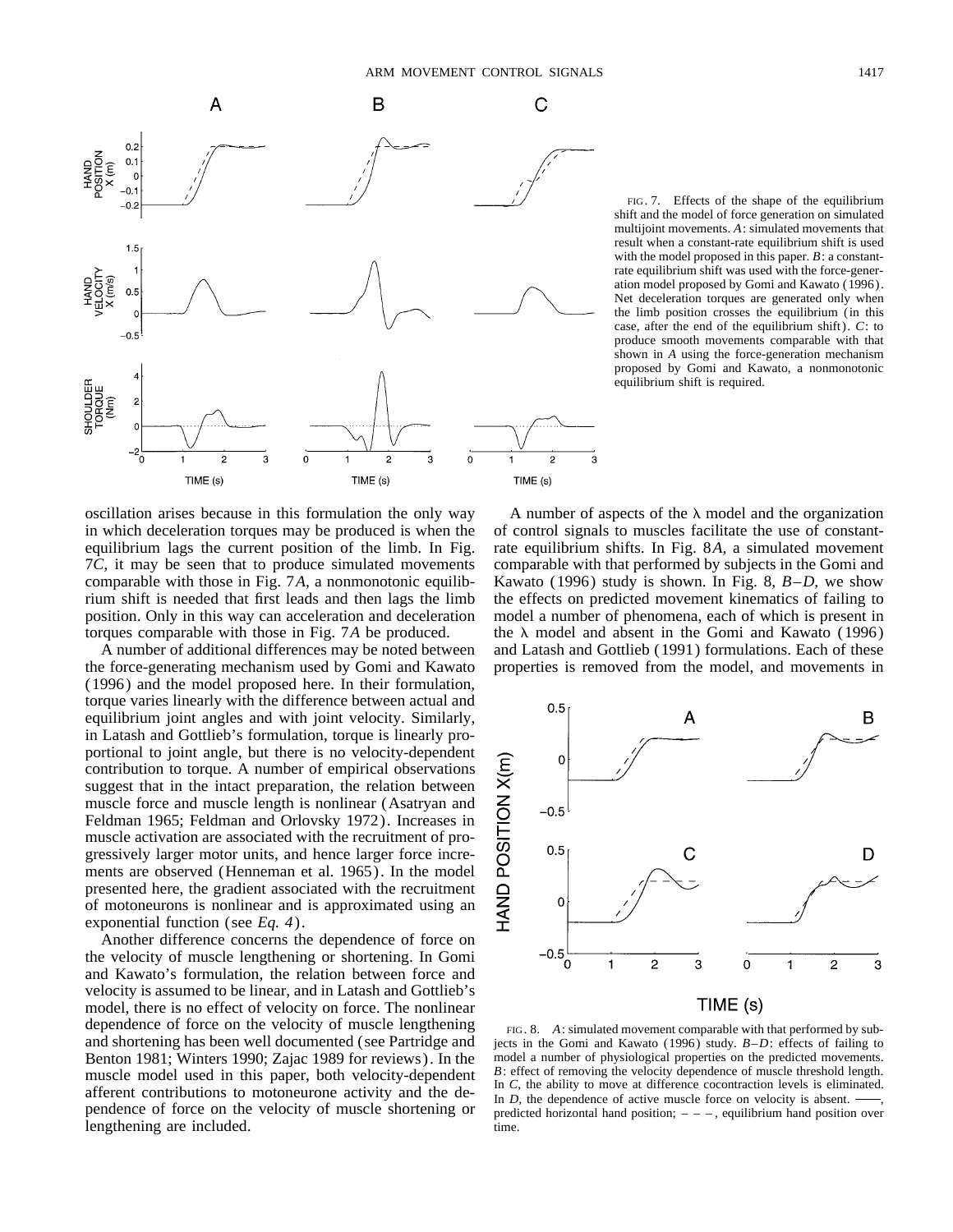FIG. 7. Effects of the shape of the equilibrium shift and the model of force generation on simulated multijoint movements. *A*: simulated movements that result when a constant-rate equilibrium shift is used with the model proposed in this paper. *B*: a constant-rate equilibrium shift was used with the force-generation model proposed by Gomi and Kawato (1996). Net deceleration torques are generated only when the limb position crosses the equilibrium (in this case, after the end of the equilibrium shift). *C*: to produce smooth movements comparable with that shown in *A* using the force-generation mechanism proposed by Gomi and Kawato, a nonmonotonic equilibrium shift is required.

oscillation arises because in this formulation the only way in which deceleration torques may be produced is when the equilibrium lags the current position of the limb. In Fig. 7*C*, it may be seen that to produce simulated movements comparable with those in Fig. 7*A*, a nonmonotonic equilibrium shift is needed that first leads and then lags the limb position. Only in this way can acceleration and deceleration torques comparable with those in Fig. 7*A* be produced.

A number of additional differences may be noted between the force-generating mechanism used by Gomi and Kawato (1996) and the model proposed here. In their formulation, torque varies linearly with the difference between actual and equilibrium joint angles and with joint velocity. Similarly, in Latash and Gottlieb's formulation, torque is linearly proportional to joint angle, but there is no velocity-dependent contribution to torque. A number of empirical observations suggest that in the intact preparation, the relation between muscle force and muscle length is nonlinear (Asatryan and Feldman 1965; Feldman and Orlovsky 1972). Increases in muscle activation are associated with the recruitment of progressively larger motor units, and hence larger force increments are observed (Henneman et al. 1965). In the model presented here, the gradient associated with the recruitment of motoneurons is nonlinear and is approximated using an exponential function (see *Eq. 4*).

Another difference concerns the dependence of force on the velocity of muscle lengthening or shortening. In Gomi and Kawato's formulation, the relation between force and velocity is assumed to be linear, and in Latash and Gottlieb's model, there is no effect of velocity on force. The nonlinear dependence of force on the velocity of muscle lengthening and shortening has been well documented (see Partridge and Benton 1981; Winters 1990; Zajac 1989 for reviews). In the muscle model used in this paper, both velocity-dependent afferent contributions to motoneurone activity and the dependence of force on the velocity of muscle shortening or lengthening are included.

A number of aspects of the $\lambda$ model and the organization of control signals to muscles facilitate the use of constant-rate equilibrium shifts. In Fig. 8*A*, a simulated movement comparable with that performed by subjects in the Gomi and Kawato (1996) study is shown. In Fig. 8, *B–D*, we show the effects on predicted movement kinematics of failing to model a number of phenomena, each of which is present in the $\lambda$ model and absent in the Gomi and Kawato (1996) and Latash and Gottlieb (1991) formulations. Each of these properties is removed from the model, and movements in

FIG. 8. *A*: simulated movement comparable with that performed by subjects in the Gomi and Kawato (1996) study. *B–D*: effects of failing to model a number of physiological properties on the predicted movements. *B*: effect of removing the velocity dependence of muscle threshold length. In *C*, the ability to move at difference cocontraction levels is eliminated. In *D*, the dependence of active muscle force on velocity is absent. ——, predicted horizontal hand position; – – –, equilibrium hand position over time.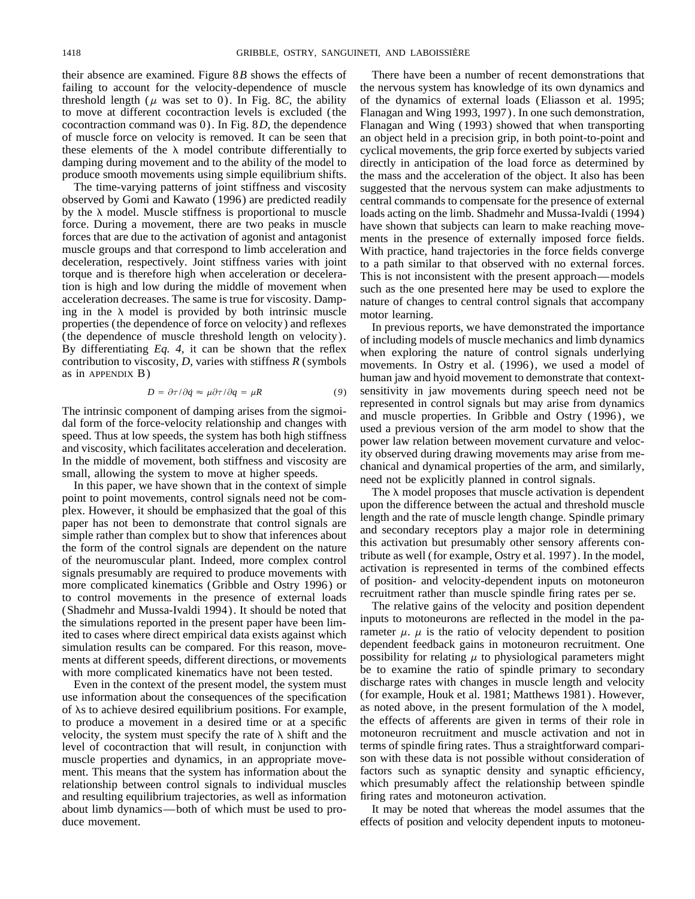their absence are examined. Figure 8*B* shows the effects of failing to account for the velocity-dependence of muscle threshold length ($\mu$ was set to 0). In Fig. 8*C,* the ability to move at different cocontraction levels is excluded (the cocontraction command was 0). In Fig. 8*D,* the dependence of muscle force on velocity is removed. It can be seen that these elements of the $\lambda$ model contribute differentially to damping during movement and to the ability of the model to produce smooth movements using simple equilibrium shifts.

The time-varying patterns of joint stiffness and viscosity observed by Gomi and Kawato (1996) are predicted readily by the $\lambda$ model. Muscle stiffness is proportional to muscle force. During a movement, there are two peaks in muscle forces that are due to the activation of agonist and antagonist muscle groups and that correspond to limb acceleration and deceleration, respectively. Joint stiffness varies with joint torque and is therefore high when acceleration or deceleration is high and low during the middle of movement when acceleration decreases. The same is true for viscosity. Damping in the $\lambda$ model is provided by both intrinsic muscle properties (the dependence of force on velocity) and reflexes (the dependence of muscle threshold length on velocity). By differentiating *Eq. 4,* it can be shown that the reflex contribution to viscosity, *D,* varies with stiffness *R* (symbols as in APPENDIX B)

$$D = \partial\tau/\partial\dot{q} \approx \mu\partial\tau/\partial q = \mu R \qquad (9)$$

The intrinsic component of damping arises from the sigmoidal form of the force-velocity relationship and changes with speed. Thus at low speeds, the system has both high stiffness and viscosity, which facilitates acceleration and deceleration. In the middle of movement, both stiffness and viscosity are small, allowing the system to move at higher speeds.

In this paper, we have shown that in the context of simple point to point movements, control signals need not be complex. However, it should be emphasized that the goal of this paper has not been to demonstrate that control signals are simple rather than complex but to show that inferences about the form of the control signals are dependent on the nature of the neuromuscular plant. Indeed, more complex control signals presumably are required to produce movements with more complicated kinematics (Gribble and Ostry 1996) or to control movements in the presence of external loads (Shadmehr and Mussa-Ivaldi 1994). It should be noted that the simulations reported in the present paper have been limited to cases where direct empirical data exists against which simulation results can be compared. For this reason, movements at different speeds, different directions, or movements with more complicated kinematics have not been tested.

Even in the context of the present model, the system must use information about the consequences of the specification of $\lambda$s to achieve desired equilibrium positions. For example, to produce a movement in a desired time or at a specific velocity, the system must specify the rate of $\lambda$ shift and the level of cocontraction that will result, in conjunction with muscle properties and dynamics, in an appropriate movement. This means that the system has information about the relationship between control signals to individual muscles and resulting equilibrium trajectories, as well as information about limb dynamics—both of which must be used to produce movement.

There have been a number of recent demonstrations that the nervous system has knowledge of its own dynamics and of the dynamics of external loads (Eliasson et al. 1995; Flanagan and Wing 1993, 1997). In one such demonstration, Flanagan and Wing (1993) showed that when transporting an object held in a precision grip, in both point-to-point and cyclical movements, the grip force exerted by subjects varied directly in anticipation of the load force as determined by the mass and the acceleration of the object. It also has been suggested that the nervous system can make adjustments to central commands to compensate for the presence of external loads acting on the limb. Shadmehr and Mussa-Ivaldi (1994) have shown that subjects can learn to make reaching movements in the presence of externally imposed force fields. With practice, hand trajectories in the force fields converge to a path similar to that observed with no external forces. This is not inconsistent with the present approach—models such as the one presented here may be used to explore the nature of changes to central control signals that accompany motor learning.

In previous reports, we have demonstrated the importance of including models of muscle mechanics and limb dynamics when exploring the nature of control signals underlying movements. In Ostry et al. (1996), we used a model of human jaw and hyoid movement to demonstrate that context-sensitivity in jaw movements during speech need not be represented in control signals but may arise from dynamics and muscle properties. In Gribble and Ostry (1996), we used a previous version of the arm model to show that the power law relation between movement curvature and velocity observed during drawing movements may arise from mechanical and dynamical properties of the arm, and similarly, need not be explicitly planned in control signals.

The $\lambda$ model proposes that muscle activation is dependent upon the difference between the actual and threshold muscle length and the rate of muscle length change. Spindle primary and secondary receptors play a major role in determining this activation but presumably other sensory afferents contribute as well (for example, Ostry et al. 1997). In the model, activation is represented in terms of the combined effects of position- and velocity-dependent inputs on motoneuron recruitment rather than muscle spindle firing rates per se.

The relative gains of the velocity and position dependent inputs to motoneurons are reflected in the model in the parameter $\mu$. $\mu$ is the ratio of velocity dependent to position dependent feedback gains in motoneuron recruitment. One possibility for relating $\mu$ to physiological parameters might be to examine the ratio of spindle primary to secondary discharge rates with changes in muscle length and velocity (for example, Houk et al. 1981; Matthews 1981). However, as noted above, in the present formulation of the $\lambda$ model, the effects of afferents are given in terms of their role in motoneuron recruitment and muscle activation and not in terms of spindle firing rates. Thus a straightforward comparison with these data is not possible without consideration of factors such as synaptic density and synaptic efficiency, which presumably affect the relationship between spindle firing rates and motoneuron activation.

It may be noted that whereas the model assumes that the effects of position and velocity dependent inputs to motoneu-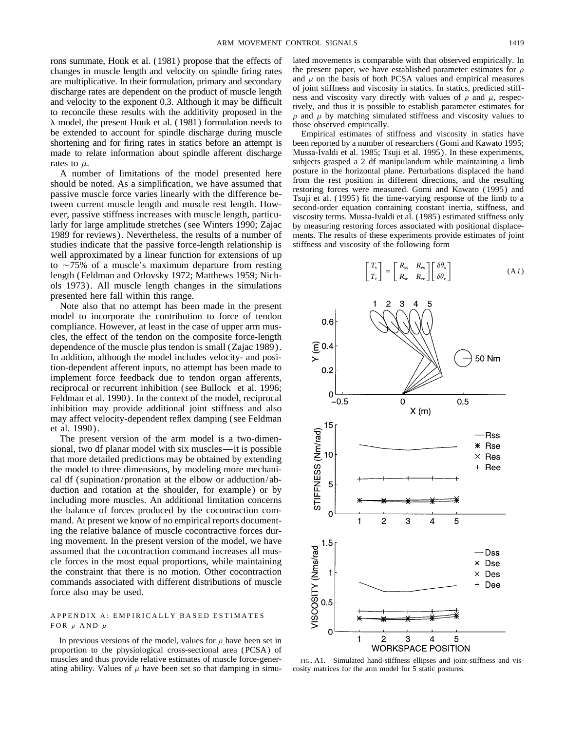rons summate, Houk et al. (1981) propose that the effects of changes in muscle length and velocity on spindle firing rates are multiplicative. In their formulation, primary and secondary discharge rates are dependent on the product of muscle length and velocity to the exponent 0.3. Although it may be difficult to reconcile these results with the additivity proposed in the λ model, the present Houk et al. (1981) formulation needs to be extended to account for spindle discharge during muscle shortening and for firing rates in statics before an attempt is made to relate information about spindle afferent discharge rates to $\mu$.

A number of limitations of the model presented here should be noted. As a simplification, we have assumed that passive muscle force varies linearly with the difference between current muscle length and muscle rest length. However, passive stiffness increases with muscle length, particularly for large amplitude stretches (see Winters 1990; Zajac 1989 for reviews). Nevertheless, the results of a number of studies indicate that the passive force-length relationship is well approximated by a linear function for extensions of up to ~75% of a muscle's maximum departure from resting length (Feldman and Orlovsky 1972; Matthews 1959; Nichols 1973). All muscle length changes in the simulations presented here fall within this range.

Note also that no attempt has been made in the present model to incorporate the contribution to force of tendon compliance. However, at least in the case of upper arm muscles, the effect of the tendon on the composite force-length dependence of the muscle plus tendon is small (Zajac 1989). In addition, although the model includes velocity- and position-dependent afferent inputs, no attempt has been made to implement force feedback due to tendon organ afferents, reciprocal or recurrent inhibition (see Bullock et al. 1996; Feldman et al. 1990). In the context of the model, reciprocal inhibition may provide additional joint stiffness and also may affect velocity-dependent reflex damping (see Feldman et al. 1990).

The present version of the arm model is a two-dimensional, two df planar model with six muscles—it is possible that more detailed predictions may be obtained by extending the model to three dimensions, by modeling more mechanical df (supination/pronation at the elbow or adduction/abduction and rotation at the shoulder, for example) or by including more muscles. An additional limitation concerns the balance of forces produced by the cocontraction command. At present we know of no empirical reports documenting the relative balance of muscle cocontractive forces during movement. In the present version of the model, we have assumed that the cocontraction command increases all muscle forces in the most equal proportions, while maintaining the constraint that there is no motion. Other cocontraction commands associated with different distributions of muscle force also may be used.

## APPENDIX A: EMPIRICALLY BASED ESTIMATES FOR $\rho$ AND $\mu$

In previous versions of the model, values for $\rho$ have been set in proportion to the physiological cross-sectional area (PCSA) of muscles and thus provide relative estimates of muscle force-generating ability. Values of $\mu$ have been set so that damping in simulated movements is comparable with that observed empirically. In the present paper, we have established parameter estimates for $\rho$ and $\mu$ on the basis of both PCSA values and empirical measures of joint stiffness and viscosity in statics. In statics, predicted stiffness and viscosity vary directly with values of $\rho$ and $\mu$, respectively, and thus it is possible to establish parameter estimates for $\rho$ and $\mu$ by matching simulated stiffness and viscosity values to those observed empirically.

Empirical estimates of stiffness and viscosity in statics have been reported by a number of researchers (Gomi and Kawato 1995; Mussa-Ivaldi et al. 1985; Tsuji et al. 1995). In these experiments, subjects grasped a 2 df manipulandum while maintaining a limb posture in the horizontal plane. Perturbations displaced the hand from the rest position in different directions, and the resulting restoring forces were measured. Gomi and Kawato (1995) and Tsuji et al. (1995) fit the time-varying response of the limb to a second-order equation containing constant inertia, stiffness, and viscosity terms. Mussa-Ivaldi et al. (1985) estimated stiffness only by measuring restoring forces associated with positional displacements. The results of these experiments provide estimates of joint stiffness and viscosity of the following form

$$\begin{bmatrix} T_s \\ T_e \end{bmatrix} = \begin{bmatrix} R_{ss} & R_{es} \\ R_{se} & R_{ee} \end{bmatrix} \begin{bmatrix} \delta\theta_s \\ \delta\theta_e \end{bmatrix} \qquad \text{(A1)}$$

FIG. A1. Simulated hand-stiffness ellipses and joint-stiffness and viscosity matrices for the arm model for 5 static postures.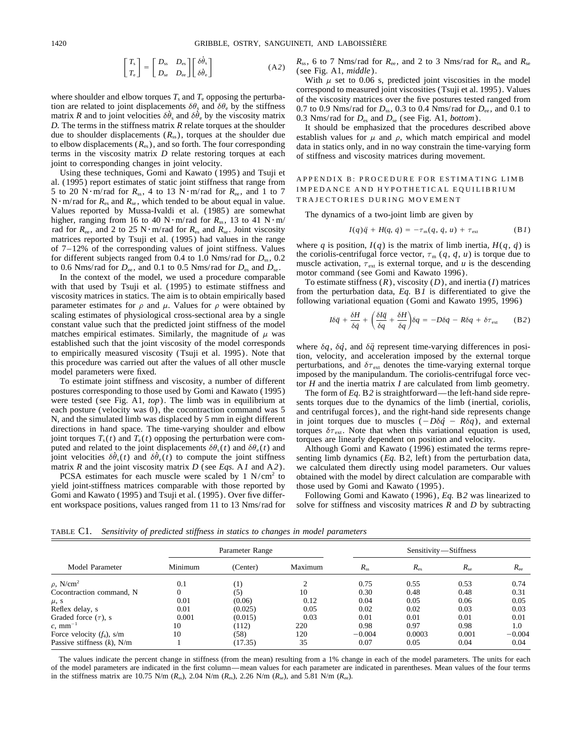$$\begin{bmatrix} T_s \\ T_e \end{bmatrix} = \begin{bmatrix} D_{ss} & D_{es} \\ D_{se} & D_{ee} \end{bmatrix} \begin{bmatrix} \delta\dot{\theta}_s \\ \delta\dot{\theta}_e \end{bmatrix} \tag{A2}$$

where shoulder and elbow torques $T_s$ and $T_e$ opposing the perturbation are related to joint displacements $\delta\theta_s$ and $\delta\theta_e$ by the stiffness matrix $R$ and to joint velocities $\delta\dot{\theta}_s$ and $\delta\dot{\theta}_e$ by the viscosity matrix $D$. The terms in the stiffness matrix $R$ relate torques at the shoulder due to shoulder displacements ($R_{ss}$), torques at the shoulder due to elbow displacements ($R_{es}$), and so forth. The four corresponding terms in the viscosity matrix $D$ relate restoring torques at each joint to corresponding changes in joint velocity.

Using these techniques, Gomi and Kawato (1995) and Tsuji et al. (1995) report estimates of static joint stiffness that range from 5 to 20 N·m/rad for $R_{ss}$, 4 to 13 N·m/rad for $R_{ee}$, and 1 to 7 N·m/rad for $R_{es}$ and $R_{se}$, which tended to be about equal in value. Values reported by Mussa-Ivaldi et al. (1985) are somewhat higher, ranging from 16 to 40 N·m/rad for $R_{ss}$, 13 to 41 N·m/rad for $R_{ee}$, and 2 to 25 N·m/rad for $R_{es}$ and $R_{se}$. Joint viscosity matrices reported by Tsuji et al. (1995) had values in the range of 7–12% of the corresponding values of joint stiffness. Values for different subjects ranged from 0.4 to 1.0 Nms/rad for $D_{ss}$, 0.2 to 0.6 Nms/rad for $D_{ee}$, and 0.1 to 0.5 Nms/rad for $D_{es}$ and $D_{se}$.

In the context of the model, we used a procedure comparable with that used by Tsuji et al. (1995) to estimate stiffness and viscosity matrices in statics. The aim is to obtain empirically based parameter estimates for $\rho$ and $\mu$. Values for $\rho$ were obtained by scaling estimates of physiological cross-sectional area by a single constant value such that the predicted joint stiffness of the model matches empirical estimates. Similarly, the magnitude of $\mu$ was established such that the joint viscosity of the model corresponds to empirically measured viscosity (Tsuji et al. 1995). Note that this procedure was carried out after the values of all other muscle model parameters were fixed.

To estimate joint stiffness and viscosity, a number of different postures corresponding to those used by Gomi and Kawato (1995) were tested (see Fig. A1, *top*). The limb was in equilibrium at each posture (velocity was 0), the cocontraction command was 5 N, and the simulated limb was displaced by 5 mm in eight different directions in hand space. The time-varying shoulder and elbow joint torques $T_s(t)$ and $T_e(t)$ opposing the perturbation were computed and related to the joint displacements $\delta\theta_s(t)$ and $\delta\theta_e(t)$ and joint velocities $\delta\dot{\theta}_s(t)$ and $\delta\dot{\theta}_e(t)$ to compute the joint stiffness matrix $R$ and the joint viscosity matrix $D$ (see *Eqs.* A*1* and A*2*).

PCSA estimates for each muscle were scaled by 1 N/cm$^2$ to yield joint-stiffness matrices comparable with those reported by Gomi and Kawato (1995) and Tsuji et al. (1995). Over five different workspace positions, values ranged from 11 to 13 Nms/rad for $R_{ss}$, 6 to 7 Nms/rad for $R_{ee}$, and 2 to 3 Nms/rad for $R_{es}$ and $R_{se}$ (see Fig. A1, *middle*).

With $\mu$ set to 0.06 s, predicted joint viscosities in the model correspond to measured joint viscosities (Tsuji et al. 1995). Values of the viscosity matrices over the five postures tested ranged from 0.7 to 0.9 Nms/rad for $D_{ss}$, 0.3 to 0.4 Nms/rad for $D_{ee}$, and 0.1 to 0.3 Nms/rad for $D_{es}$ and $D_{se}$ (see Fig. A1, *bottom*).

It should be emphasized that the procedures described above establish values for $\mu$ and $\rho$, which match empirical and model data in statics only, and in no way constrain the time-varying form of stiffness and viscosity matrices during movement.

## APPENDIX B: PROCEDURE FOR ESTIMATING LIMB IMPEDANCE AND HYPOTHETICAL EQUILIBRIUM TRAJECTORIES DURING MOVEMENT

The dynamics of a two-joint limb are given by

$$I(q)\ddot{q} + H(q, \dot{q}) = -\tau_m(q, \dot{q}, u) + \tau_{ext} \tag{B1}$$

where $q$ is position, $I(q)$ is the matrix of limb inertia, $H(q, \dot{q})$ is the coriolis-centrifugal force vector, $\tau_m(q, q, u)$ is torque due to muscle activation, $\tau_{ext}$ is external torque, and $u$ is the descending motor command (see Gomi and Kawato 1996).

To estimate stiffness ($R$), viscosity ($D$), and inertia ($I$) matrices from the perturbation data, *Eq.* B*1* is differentiated to give the following variational equation (Gomi and Kawato 1995, 1996)

$$I\delta\ddot{q} + \frac{\delta H}{\delta\dot{q}} + \left(\frac{\delta I\ddot{q}}{\delta q} + \frac{\delta H}{\delta q}\right)\delta q = -D\delta q - R\delta q + \delta\tau_{ext} \tag{B2}$$

where $\delta q$, $\delta\dot{q}$, and $\delta\ddot{q}$ represent time-varying differences in position, velocity, and acceleration imposed by the external torque perturbations, and $\delta\tau_{ext}$ denotes the time-varying external torque imposed by the manipulandum. The coriolis-centrifugal force vector $H$ and the inertia matrix $I$ are calculated from limb geometry.

The form of *Eq.* B*2* is straightforward—the left-hand side represents torques due to the dynamics of the limb (inertial, coriolis, and centrifugal forces), and the right-hand side represents change in joint torques due to muscles ($-D\delta\dot{q} - R\delta q$), and external torques $\delta\tau_{ext}$. Note that when this variational equation is used, torques are linearly dependent on position and velocity.

Although Gomi and Kawato (1996) estimated the terms representing limb dynamics (*Eq.* B*2*, left) from the perturbation data, we calculated them directly using model parameters. Our values obtained with the model by direct calculation are comparable with those used by Gomi and Kawato (1995).

Following Gomi and Kawato (1996), *Eq.* B*2* was linearized to solve for stiffness and viscosity matrices $R$ and $D$ by subtracting

TABLE C1. *Sensitivity of predicted stiffness in statics to changes in model parameters*

| Model Parameter | Parameter Range | | | Sensitivity—Stiffness | | | |
|---|---|---|---|---|---|---|---|
| | Minimum | (Center) | Maximum | $R_{ss}$ | $R_{es}$ | $R_{se}$ | $R_{ee}$ |
| $\rho$, N/cm$^2$ | 0.1 | (1) | 2 | 0.75 | 0.55 | 0.53 | 0.74 |
| Cocontraction command, N | 0 | (5) | 10 | 0.30 | 0.48 | 0.48 | 0.31 |
| $\mu$, s | 0.01 | (0.06) | 0.12 | 0.04 | 0.05 | 0.06 | 0.05 |
| Reflex delay, s | 0.01 | (0.025) | 0.05 | 0.02 | 0.02 | 0.03 | 0.03 |
| Graded force ($\tau$), s | 0.001 | (0.015) | 0.03 | 0.01 | 0.01 | 0.01 | 0.01 |
| $c$, mm$^{-1}$ | 10 | (112) | 220 | 0.98 | 0.97 | 0.98 | 1.0 |
| Force velocity ($f_4$), s/m | 10 | (58) | 120 | −0.004 | 0.0003 | 0.001 | −0.004 |
| Passive stiffness ($k$), N/m | 1 | (17.35) | 35 | 0.07 | 0.05 | 0.04 | 0.04 |

The values indicate the percent change in stiffness (from the mean) resulting from a 1% change in each of the model parameters. The units for each of the model parameters are indicated in the first column—mean values for each parameter are indicated in parentheses. Mean values of the four terms in the stiffness matrix are 10.75 N/m ($R_{ss}$), 2.04 N/m ($R_{es}$), 2.26 N/m ($R_{se}$), and 5.81 N/m ($R_{ee}$).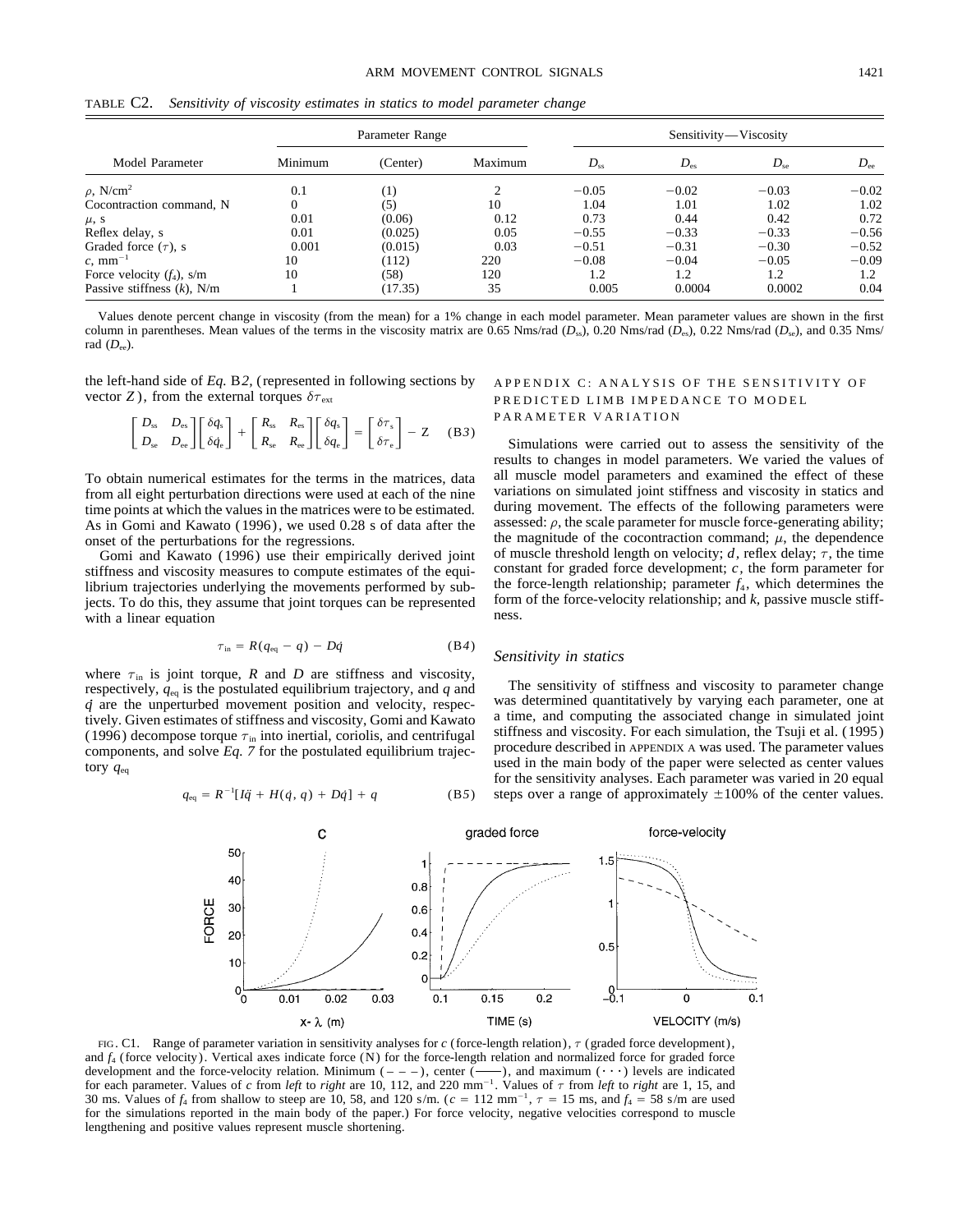TABLE C2. *Sensitivity of viscosity estimates in statics to model parameter change*

| Model Parameter | Parameter Range | | | Sensitivity—Viscosity | | | |
|---|---|---|---|---|---|---|---|
| | Minimum | (Center) | Maximum | $D_{ss}$ | $D_{es}$ | $D_{se}$ | $D_{ee}$ |
| $\rho$, N/cm$^2$ | 0.1 | (1) | 2 | −0.05 | −0.02 | −0.03 | −0.02 |
| Cocontraction command, N | 0 | (5) | 10 | 1.04 | 1.01 | 1.02 | 1.02 |
| $\mu$, s | 0.01 | (0.06) | 0.12 | 0.73 | 0.44 | 0.42 | 0.72 |
| Reflex delay, s | 0.01 | (0.025) | 0.05 | −0.55 | −0.33 | −0.33 | −0.56 |
| Graded force ($\tau$), s | 0.001 | (0.015) | 0.03 | −0.51 | −0.31 | −0.30 | −0.52 |
| $c$, mm$^{-1}$ | 10 | (112) | 220 | −0.08 | −0.04 | −0.05 | −0.09 |
| Force velocity ($f_4$), s/m | 10 | (58) | 120 | 1.2 | 1.2 | 1.2 | 1.2 |
| Passive stiffness ($k$), N/m | 1 | (17.35) | 35 | 0.005 | 0.0004 | 0.0002 | 0.04 |

Values denote percent change in viscosity (from the mean) for a 1% change in each model parameter. Mean parameter values are shown in the first column in parentheses. Mean values of the terms in the viscosity matrix are 0.65 Nms/rad ($D_{ss}$), 0.20 Nms/rad ($D_{es}$), 0.22 Nms/rad ($D_{se}$), and 0.35 Nms/rad ($D_{ee}$).

the left-hand side of *Eq.* B*2*, (represented in following sections by vector $Z$), from the external torques $\delta\tau_{\text{ext}}$

$$\begin{bmatrix} D_{ss} & D_{es} \\ D_{se} & D_{ee} \end{bmatrix} \begin{bmatrix} \delta\dot{q}_s \\ \delta\dot{q}_e \end{bmatrix} + \begin{bmatrix} R_{ss} & R_{es} \\ R_{se} & R_{ee} \end{bmatrix} \begin{bmatrix} \delta q_s \\ \delta q_e \end{bmatrix} = \begin{bmatrix} \delta\tau_s \\ \delta\tau_e \end{bmatrix} - Z \quad \text{(B3)}$$

To obtain numerical estimates for the terms in the matrices, data from all eight perturbation directions were used at each of the nine time points at which the values in the matrices were to be estimated. As in Gomi and Kawato (1996), we used 0.28 s of data after the onset of the perturbations for the regressions.

Gomi and Kawato (1996) use their empirically derived joint stiffness and viscosity measures to compute estimates of the equilibrium trajectories underlying the movements performed by subjects. To do this, they assume that joint torques can be represented with a linear equation

$$\tau_{\text{in}} = R(q_{\text{eq}} - q) - D\dot{q} \quad \text{(B4)}$$

where $\tau_{\text{in}}$ is joint torque, $R$ and $D$ are stiffness and viscosity, respectively, $q_{\text{eq}}$ is the postulated equilibrium trajectory, and $q$ and $\dot{q}$ are the unperturbed movement position and velocity, respectively. Given estimates of stiffness and viscosity, Gomi and Kawato (1996) decompose torque $\tau_{\text{in}}$ into inertial, coriolis, and centrifugal components, and solve *Eq. 7* for the postulated equilibrium trajectory $q_{\text{eq}}$

$$q_{\text{eq}} = R^{-1}[I\ddot{q} + H(\dot{q}, q) + D\dot{q}] + q \quad \text{(B5)}$$

## APPENDIX C: ANALYSIS OF THE SENSITIVITY OF PREDICTED LIMB IMPEDANCE TO MODEL PARAMETER VARIATION

Simulations were carried out to assess the sensitivity of the results to changes in model parameters. We varied the values of all muscle model parameters and examined the effect of these variations on simulated joint stiffness and viscosity in statics and during movement. The effects of the following parameters were assessed: $\rho$, the scale parameter for muscle force-generating ability; the magnitude of the cocontraction command; $\mu$, the dependence of muscle threshold length on velocity; $d$, reflex delay; $\tau$, the time constant for graded force development; $c$, the form parameter for the force-length relationship; parameter $f_4$, which determines the form of the force-velocity relationship; and $k$, passive muscle stiffness.

### *Sensitivity in statics*

The sensitivity of stiffness and viscosity to parameter change was determined quantitatively by varying each parameter, one at a time, and computing the associated change in simulated joint stiffness and viscosity. For each simulation, the Tsuji et al. (1995) procedure described in APPENDIX A was used. The parameter values used in the main body of the paper were selected as center values for the sensitivity analyses. Each parameter was varied in 20 equal steps over a range of approximately ±100% of the center values.

FIG. C1. Range of parameter variation in sensitivity analyses for $c$ (force-length relation), $\tau$ (graded force development), and $f_4$ (force velocity). Vertical axes indicate force (N) for the force-length relation and normalized force for graded force development and the force-velocity relation. Minimum (– – –), center (——), and maximum (· · ·) levels are indicated for each parameter. Values of $c$ from *left* to *right* are 10, 112, and 220 mm$^{-1}$. Values of $\tau$ from *left* to *right* are 1, 15, and 30 ms. Values of $f_4$ from shallow to steep are 10, 58, and 120 s/m. ($c$ = 112 mm$^{-1}$, $\tau$ = 15 ms, and $f_4$ = 58 s/m are used for the simulations reported in the main body of the paper.) For force velocity, negative velocities correspond to muscle lengthening and positive values represent muscle shortening.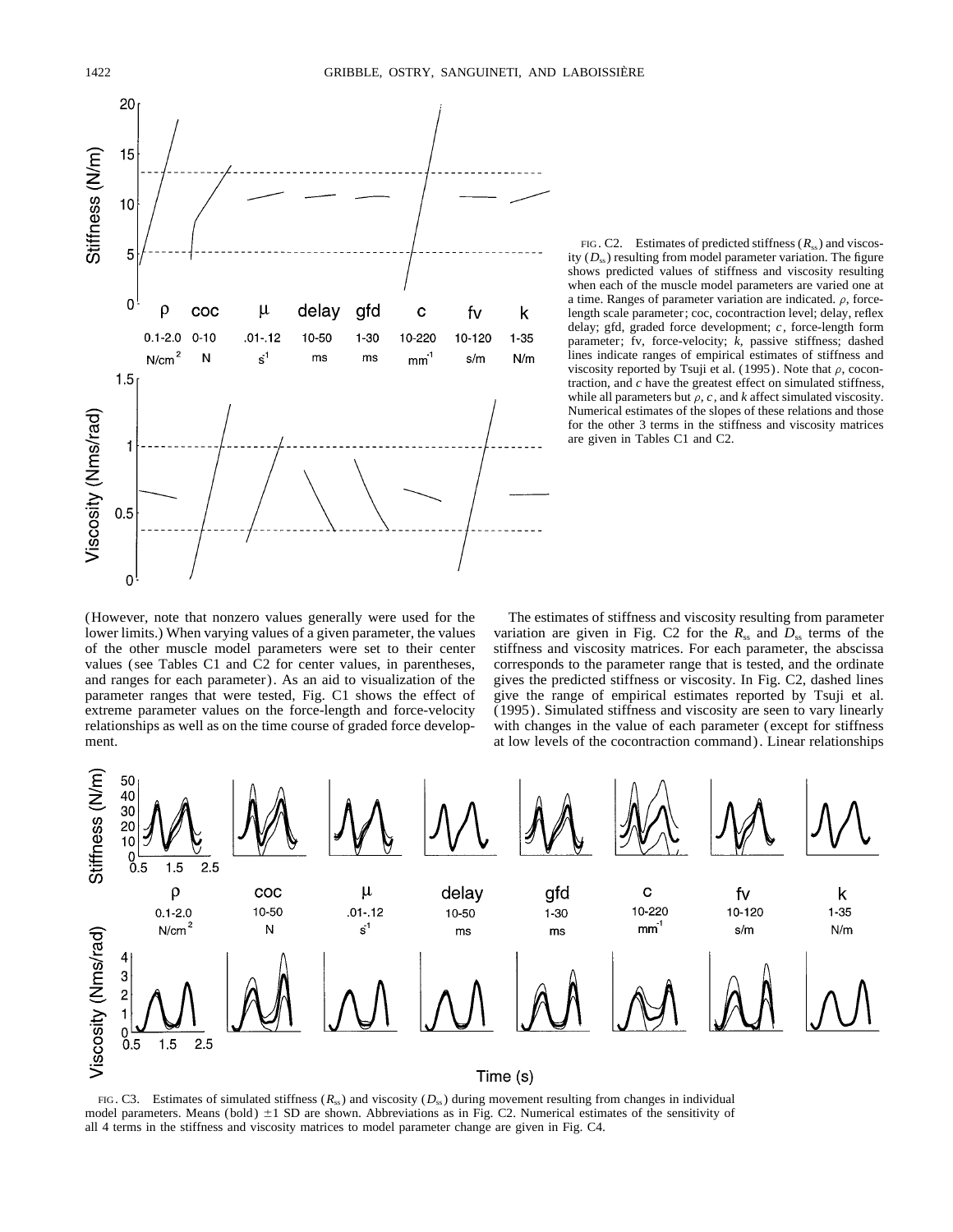FIG. C2. Estimates of predicted stiffness ($R_{ss}$) and viscosity ($D_{ss}$) resulting from model parameter variation. The figure shows predicted values of stiffness and viscosity resulting when each of the muscle model parameters are varied one at a time. Ranges of parameter variation are indicated. $\rho$, force-length scale parameter; coc, cocontraction level; delay, reflex delay; gfd, graded force development; $c$, force-length form parameter; fv, force-velocity; $k$, passive stiffness; dashed lines indicate ranges of empirical estimates of stiffness and viscosity reported by Tsuji et al. (1995). Note that $\rho$, cocontraction, and $c$ have the greatest effect on simulated stiffness, while all parameters but $\rho$, $c$, and $k$ affect simulated viscosity. Numerical estimates of the slopes of these relations and those for the other 3 terms in the stiffness and viscosity matrices are given in Tables C1 and C2.

(However, note that nonzero values generally were used for the lower limits.) When varying values of a given parameter, the values of the other muscle model parameters were set to their center values (see Tables C1 and C2 for center values, in parentheses, and ranges for each parameter). As an aid to visualization of the parameter ranges that were tested, Fig. C1 shows the effect of extreme parameter values on the force-length and force-velocity relationships as well as on the time course of graded force development.

The estimates of stiffness and viscosity resulting from parameter variation are given in Fig. C2 for the $R_{ss}$ and $D_{ss}$ terms of the stiffness and viscosity matrices. For each parameter, the abscissa corresponds to the parameter range that is tested, and the ordinate gives the predicted stiffness or viscosity. In Fig. C2, dashed lines give the range of empirical estimates reported by Tsuji et al. (1995). Simulated stiffness and viscosity are seen to vary linearly with changes in the value of each parameter (except for stiffness at low levels of the cocontraction command). Linear relationships

FIG. C3. Estimates of simulated stiffness ($R_{ss}$) and viscosity ($D_{ss}$) during movement resulting from changes in individual model parameters. Means (bold) $\pm 1$ SD are shown. Abbreviations as in Fig. C2. Numerical estimates of the sensitivity of all 4 terms in the stiffness and viscosity matrices to model parameter change are given in Fig. C4.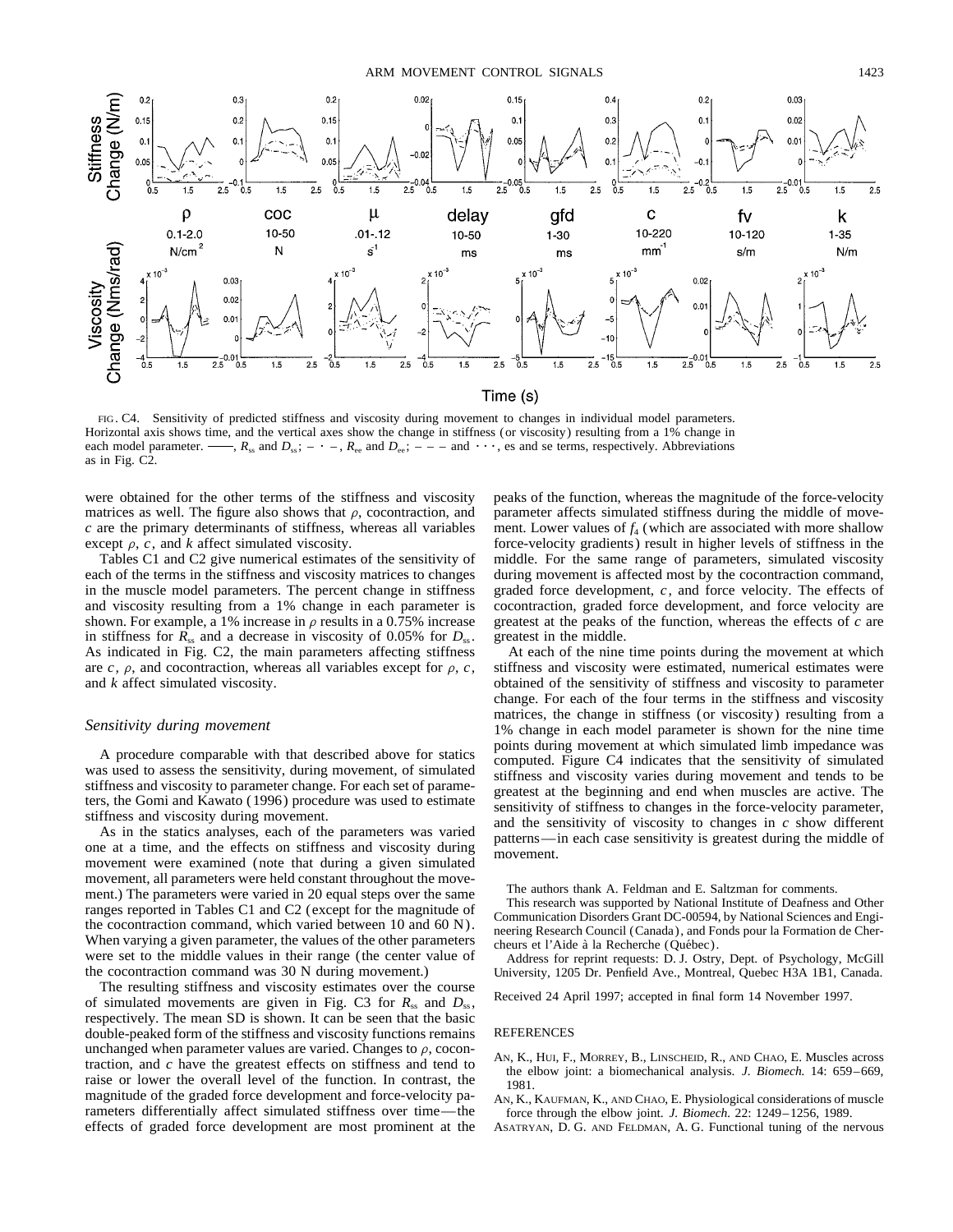Stiffness Change (N/m)

ρ 0.1-2.0 N/cm$^2$ | coc 10-50 N | μ .01-.12 s$^1$ | delay 10-50 ms | gfd 1-30 ms | c 10-220 mm$^{-1}$ | fv 10-120 s/m | k 1-35 N/m

Viscosity Change (Nms/rad)

Time (s)

FIG. C4. Sensitivity of predicted stiffness and viscosity during movement to changes in individual model parameters. Horizontal axis shows time, and the vertical axes show the change in stiffness (or viscosity) resulting from a 1% change in each model parameter. ——, $R_{ss}$ and $D_{ss}$; – · –, $R_{ee}$ and $D_{ee}$; – – – and · · ·, es and se terms, respectively. Abbreviations as in Fig. C2.

were obtained for the other terms of the stiffness and viscosity matrices as well. The figure also shows that $\rho$, cocontraction, and $c$ are the primary determinants of stiffness, whereas all variables except $\rho$, $c$, and $k$ affect simulated viscosity.

Tables C1 and C2 give numerical estimates of the sensitivity of each of the terms in the stiffness and viscosity matrices to changes in the muscle model parameters. The percent change in stiffness and viscosity resulting from a 1% change in each parameter is shown. For example, a 1% increase in $\rho$ results in a 0.75% increase in stiffness for $R_{ss}$ and a decrease in viscosity of 0.05% for $D_{ss}$. As indicated in Fig. C2, the main parameters affecting stiffness are $c$, $\rho$, and cocontraction, whereas all variables except for $\rho$, $c$, and $k$ affect simulated viscosity.

### *Sensitivity during movement*

A procedure comparable with that described above for statics was used to assess the sensitivity, during movement, of simulated stiffness and viscosity to parameter change. For each set of parameters, the Gomi and Kawato (1996) procedure was used to estimate stiffness and viscosity during movement.

As in the statics analyses, each of the parameters was varied one at a time, and the effects on stiffness and viscosity during movement were examined (note that during a given simulated movement, all parameters were held constant throughout the movement.) The parameters were varied in 20 equal steps over the same ranges reported in Tables C1 and C2 (except for the magnitude of the cocontraction command, which varied between 10 and 60 N). When varying a given parameter, the values of the other parameters were set to the middle values in their range (the center value of the cocontraction command was 30 N during movement.)

The resulting stiffness and viscosity estimates over the course of simulated movements are given in Fig. C3 for $R_{ss}$ and $D_{ss}$, respectively. The mean SD is shown. It can be seen that the basic double-peaked form of the stiffness and viscosity functions remains unchanged when parameter values are varied. Changes to $\rho$, cocontraction, and $c$ have the greatest effects on stiffness and tend to raise or lower the overall level of the function. In contrast, the magnitude of the graded force development and force-velocity parameters differentially affect simulated stiffness over time—the effects of graded force development are most prominent at the peaks of the function, whereas the magnitude of the force-velocity parameter affects simulated stiffness during the middle of movement. Lower values of $f_4$ (which are associated with more shallow force-velocity gradients) result in higher levels of stiffness in the middle. For the same range of parameters, simulated viscosity during movement is affected most by the cocontraction command, graded force development, $c$, and force velocity. The effects of cocontraction, graded force development, and force velocity are greatest at the peaks of the function, whereas the effects of $c$ are greatest in the middle.

At each of the nine time points during the movement at which stiffness and viscosity were estimated, numerical estimates were obtained of the sensitivity of stiffness and viscosity to parameter change. For each of the four terms in the stiffness and viscosity matrices, the change in stiffness (or viscosity) resulting from a 1% change in each model parameter is shown for the nine time points during movement at which simulated limb impedance was computed. Figure C4 indicates that the sensitivity of simulated stiffness and viscosity varies during movement and tends to be greatest at the beginning and end when muscles are active. The sensitivity of stiffness to changes in the force-velocity parameter, and the sensitivity of viscosity to changes in $c$ show different patterns—in each case sensitivity is greatest during the middle of movement.

The authors thank A. Feldman and E. Saltzman for comments.

This research was supported by National Institute of Deafness and Other Communication Disorders Grant DC-00594, by National Sciences and Engineering Research Council (Canada), and Fonds pour la Formation de Chercheurs et l'Aide à la Recherche (Québec).

Address for reprint requests: D. J. Ostry, Dept. of Psychology, McGill University, 1205 Dr. Penfield Ave., Montreal, Quebec H3A 1B1, Canada.

Received 24 April 1997; accepted in final form 14 November 1997.

## REFERENCES

AN, K., HUI, F., MORREY, B., LINSCHEID, R., AND CHAO, E. Muscles across the elbow joint: a biomechanical analysis. *J. Biomech.* 14: 659–669, 1981.

AN, K., KAUFMAN, K., AND CHAO, E. Physiological considerations of muscle force through the elbow joint. *J. Biomech.* 22: 1249–1256, 1989.

ASATRYAN, D. G. AND FELDMAN, A. G. Functional tuning of the nervous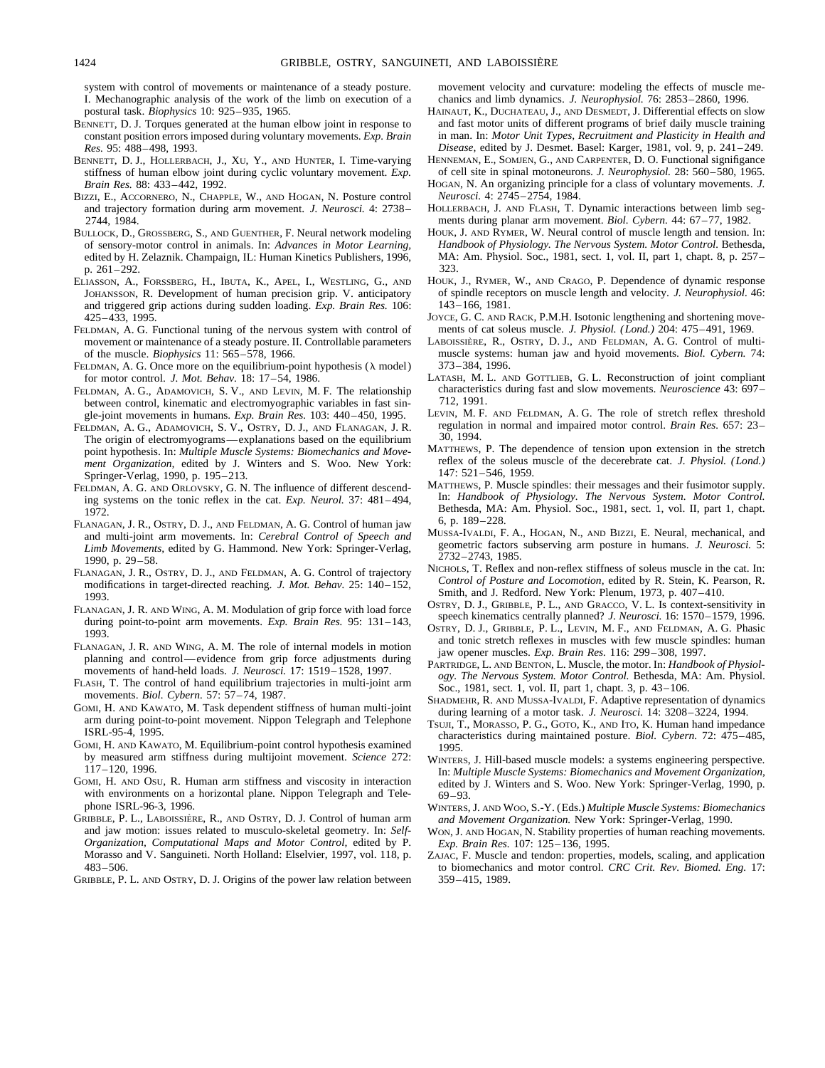system with control of movements or maintenance of a steady posture. I. Mechanographic analysis of the work of the limb on execution of a postural task. *Biophysics* 10: 925–935, 1965.

BENNETT, D. J. Torques generated at the human elbow joint in response to constant position errors imposed during voluntary movements. *Exp. Brain Res.* 95: 488–498, 1993.

BENNETT, D. J., HOLLERBACH, J., XU, Y., AND HUNTER, I. Time-varying stiffness of human elbow joint during cyclic voluntary movement. *Exp. Brain Res.* 88: 433–442, 1992.

BIZZI, E., ACCORNERO, N., CHAPPLE, W., AND HOGAN, N. Posture control and trajectory formation during arm movement. *J. Neurosci.* 4: 2738–2744, 1984.

BULLOCK, D., GROSSBERG, S., AND GUENTHER, F. Neural network modeling of sensory-motor control in animals. In: *Advances in Motor Learning,* edited by H. Zelaznik. Champaign, IL: Human Kinetics Publishers, 1996, p. 261–292.

ELIASSON, A., FORSSBERG, H., IBUTA, K., APEL, I., WESTLING, G., AND JOHANSSON, R. Development of human precision grip. V. anticipatory and triggered grip actions during sudden loading. *Exp. Brain Res.* 106: 425–433, 1995.

FELDMAN, A. G. Functional tuning of the nervous system with control of movement or maintenance of a steady posture. II. Controllable parameters of the muscle. *Biophysics* 11: 565–578, 1966.

FELDMAN, A. G. Once more on the equilibrium-point hypothesis ($\lambda$ model) for motor control. *J. Mot. Behav.* 18: 17–54, 1986.

FELDMAN, A. G., ADAMOVICH, S. V., AND LEVIN, M. F. The relationship between control, kinematic and electromyographic variables in fast single-joint movements in humans. *Exp. Brain Res.* 103: 440–450, 1995.

FELDMAN, A. G., ADAMOVICH, S. V., OSTRY, D. J., AND FLANAGAN, J. R. The origin of electromyograms—explanations based on the equilibrium point hypothesis. In: *Multiple Muscle Systems: Biomechanics and Movement Organization,* edited by J. Winters and S. Woo. New York: Springer-Verlag, 1990, p. 195–213.

FELDMAN, A. G. AND ORLOVSKY, G. N. The influence of different descending systems on the tonic reflex in the cat. *Exp. Neurol.* 37: 481–494, 1972.

FLANAGAN, J. R., OSTRY, D. J., AND FELDMAN, A. G. Control of human jaw and multi-joint arm movements. In: *Cerebral Control of Speech and Limb Movements,* edited by G. Hammond. New York: Springer-Verlag, 1990, p. 29–58.

FLANAGAN, J. R., OSTRY, D. J., AND FELDMAN, A. G. Control of trajectory modifications in target-directed reaching. *J. Mot. Behav.* 25: 140–152, 1993.

FLANAGAN, J. R. AND WING, A. M. Modulation of grip force with load force during point-to-point arm movements. *Exp. Brain Res.* 95: 131–143, 1993.

FLANAGAN, J. R. AND WING, A. M. The role of internal models in motion planning and control—evidence from grip force adjustments during movements of hand-held loads. *J. Neurosci.* 17: 1519–1528, 1997.

FLASH, T. The control of hand equilibrium trajectories in multi-joint arm movements. *Biol. Cybern.* 57: 57–74, 1987.

GOMI, H. AND KAWATO, M. Task dependent stiffness of human multi-joint arm during point-to-point movement. Nippon Telegraph and Telephone ISRL-95-4, 1995.

GOMI, H. AND KAWATO, M. Equilibrium-point control hypothesis examined by measured arm stiffness during multijoint movement. *Science* 272: 117–120, 1996.

GOMI, H. AND OSU, R. Human arm stiffness and viscosity in interaction with environments on a horizontal plane. Nippon Telegraph and Telephone ISRL-96-3, 1996.

GRIBBLE, P. L., LABOISSIÈRE, R., AND OSTRY, D. J. Control of human arm and jaw motion: issues related to musculo-skeletal geometry. In: *Self-Organization, Computational Maps and Motor Control,* edited by P. Morasso and V. Sanguineti. North Holland: Elselvier, 1997, vol. 118, p. 483–506.

GRIBBLE, P. L. AND OSTRY, D. J. Origins of the power law relation between movement velocity and curvature: modeling the effects of muscle mechanics and limb dynamics. *J. Neurophysiol.* 76: 2853–2860, 1996.

HAINAUT, K., DUCHATEAU, J., AND DESMEDT, J. Differential effects on slow and fast motor units of different programs of brief daily muscle training in man. In: *Motor Unit Types, Recruitment and Plasticity in Health and Disease,* edited by J. Desmet. Basel: Karger, 1981, vol. 9, p. 241–249.

HENNEMAN, E., SOMJEN, G., AND CARPENTER, D. O. Functional signifigance of cell site in spinal motoneurons. *J. Neurophysiol.* 28: 560–580, 1965.

HOGAN, N. An organizing principle for a class of voluntary movements. *J. Neurosci.* 4: 2745–2754, 1984.

HOLLERBACH, J. AND FLASH, T. Dynamic interactions between limb segments during planar arm movement. *Biol. Cybern.* 44: 67–77, 1982.

HOUK, J. AND RYMER, W. Neural control of muscle length and tension. In: *Handbook of Physiology. The Nervous System. Motor Control.* Bethesda, MA: Am. Physiol. Soc., 1981, sect. 1, vol. II, part 1, chapt. 8, p. 257–323.

HOUK, J., RYMER, W., AND CRAGO, P. Dependence of dynamic response of spindle receptors on muscle length and velocity. *J. Neurophysiol.* 46: 143–166, 1981.

JOYCE, G. C. AND RACK, P.M.H. Isotonic lengthening and shortening movements of cat soleus muscle. *J. Physiol. (Lond.)* 204: 475–491, 1969.

LABOISSIÈRE, R., OSTRY, D. J., AND FELDMAN, A. G. Control of multi-muscle systems: human jaw and hyoid movements. *Biol. Cybern.* 74: 373–384, 1996.

LATASH, M. L. AND GOTTLIEB, G. L. Reconstruction of joint compliant characteristics during fast and slow movements. *Neuroscience* 43: 697–712, 1991.

LEVIN, M. F. AND FELDMAN, A. G. The role of stretch reflex threshold regulation in normal and impaired motor control. *Brain Res.* 657: 23–30, 1994.

MATTHEWS, P. The dependence of tension upon extension in the stretch reflex of the soleus muscle of the decerebrate cat. *J. Physiol. (Lond.)* 147: 521–546, 1959.

MATTHEWS, P. Muscle spindles: their messages and their fusimotor supply. In: *Handbook of Physiology. The Nervous System. Motor Control.* Bethesda, MA: Am. Physiol. Soc., 1981, sect. 1, vol. II, part 1, chapt. 6, p. 189–228.

MUSSA-IVALDI, F. A., HOGAN, N., AND BIZZI, E. Neural, mechanical, and geometric factors subserving arm posture in humans. *J. Neurosci.* 5: 2732–2743, 1985.

NICHOLS, T. Reflex and non-reflex stiffness of soleus muscle in the cat. In: *Control of Posture and Locomotion,* edited by R. Stein, K. Pearson, R. Smith, and J. Redford. New York: Plenum, 1973, p. 407–410.

OSTRY, D. J., GRIBBLE, P. L., AND GRACCO, V. L. Is context-sensitivity in speech kinematics centrally planned? *J. Neurosci.* 16: 1570–1579, 1996.

OSTRY, D. J., GRIBBLE, P. L., LEVIN, M. F., AND FELDMAN, A. G. Phasic and tonic stretch reflexes in muscles with few muscle spindles: human jaw opener muscles. *Exp. Brain Res.* 116: 299–308, 1997.

PARTRIDGE, L. AND BENTON, L. Muscle, the motor. In: *Handbook of Physiology. The Nervous System. Motor Control.* Bethesda, MA: Am. Physiol. Soc., 1981, sect. 1, vol. II, part 1, chapt. 3, p. 43–106.

SHADMEHR, R. AND MUSSA-IVALDI, F. Adaptive representation of dynamics during learning of a motor task. *J. Neurosci.* 14: 3208–3224, 1994.

TSUJI, T., MORASSO, P. G., GOTO, K., AND ITO, K. Human hand impedance characteristics during maintained posture. *Biol. Cybern.* 72: 475–485, 1995.

WINTERS, J. Hill-based muscle models: a systems engineering perspective. In: *Multiple Muscle Systems: Biomechanics and Movement Organization,* edited by J. Winters and S. Woo. New York: Springer-Verlag, 1990, p. 69–93.

WINTERS, J. AND WOO, S.-Y. (Eds.) *Multiple Muscle Systems: Biomechanics and Movement Organization.* New York: Springer-Verlag, 1990.

WON, J. AND HOGAN, N. Stability properties of human reaching movements. *Exp. Brain Res.* 107: 125–136, 1995.

ZAJAC, F. Muscle and tendon: properties, models, scaling, and application to biomechanics and motor control. *CRC Crit. Rev. Biomed. Eng.* 17: 359–415, 1989.